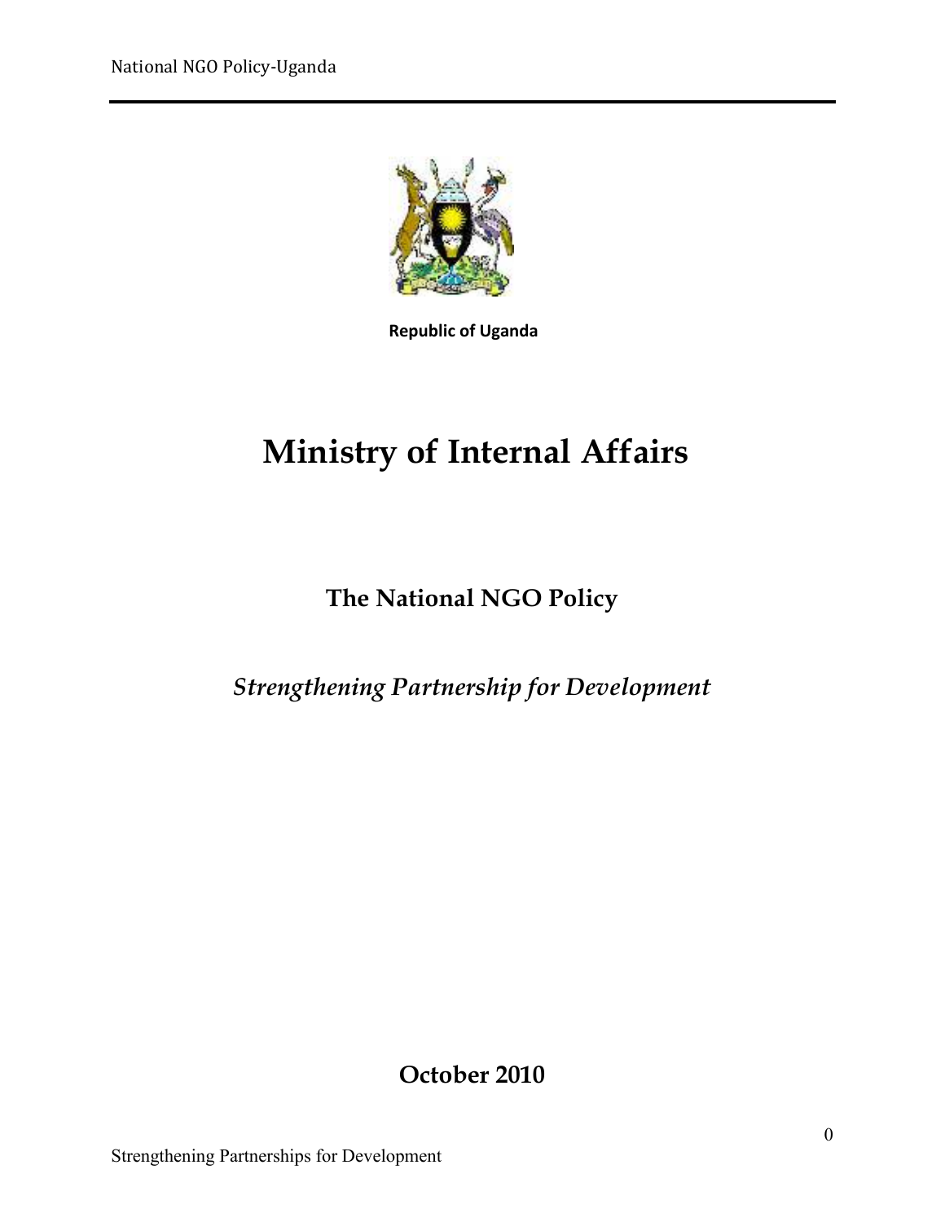**Republic of Uganda**

# Ministry of Internal Affairs

## The National NGO Policy

*Strengthening Partnership for Development*

**October 2010**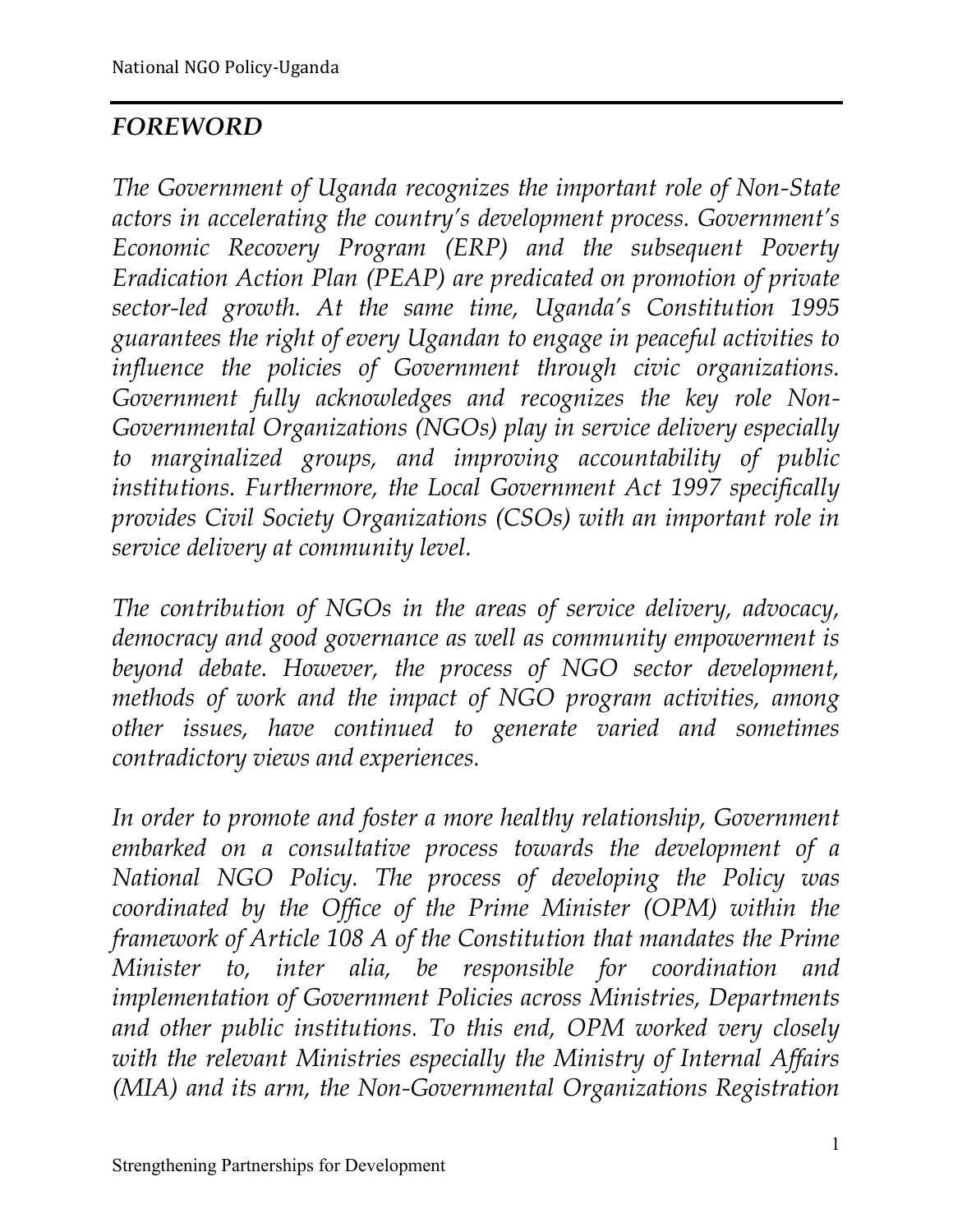## *FOREWORD*

*The Government of Uganda recognizes the important role of Non-State actors in accelerating the country's development process. Government's Economic Recovery Program (ERP) and the subsequent Poverty Eradication Action Plan (PEAP) are predicated on promotion of private sector-led growth. At the same time, Uganda's Constitution 1995 guarantees the right of every Ugandan to engage in peaceful activities to influence the policies of Government through civic organizations. Government fully acknowledges and recognizes the key role Non-Governmental Organizations (NGOs) play in service delivery especially to marginalized groups, and improving accountability of public institutions. Furthermore, the Local Government Act 1997 specifically provides Civil Society Organizations (CSOs) with an important role in service delivery at community level.*

*The contribution of NGOs in the areas of service delivery, advocacy, democracy and good governance as well as community empowerment is beyond debate. However, the process of NGO sector development, methods of work and the impact of NGO program activities, among other issues, have continued to generate varied and sometimes contradictory views and experiences.*

*In order to promote and foster a more healthy relationship, Government embarked on a consultative process towards the development of a National NGO Policy. The process of developing the Policy was coordinated by the Office of the Prime Minister (OPM) within the framework of Article 108 A of the Constitution that mandates the Prime Minister to, inter alia, be responsible for coordination and implementation of Government Policies across Ministries, Departments and other public institutions. To this end, OPM worked very closely with the relevant Ministries especially the Ministry of Internal Affairs (MIA) and its arm, the Non-Governmental Organizations Registration*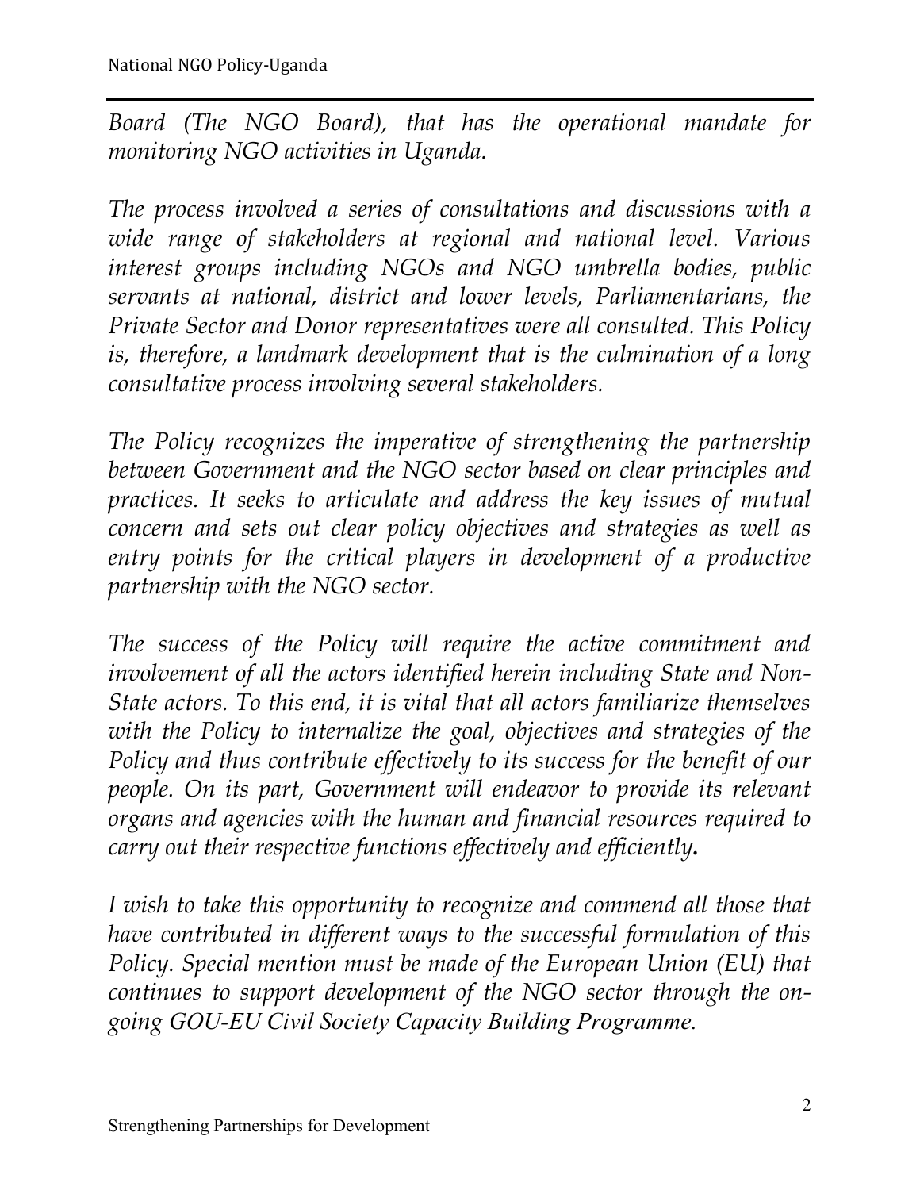*Board (The NGO Board), that has the operational mandate for monitoring NGO activities in Uganda.*

*The process involved a series of consultations and discussions with a wide range of stakeholders at regional and national level. Various interest groups including NGOs and NGO umbrella bodies, public servants at national, district and lower levels, Parliamentarians, the Private Sector and Donor representatives were all consulted. This Policy is, therefore, a landmark development that is the culmination of a long consultative process involving several stakeholders.*

*The Policy recognizes the imperative of strengthening the partnership between Government and the NGO sector based on clear principles and practices. It seeks to articulate and address the key issues of mutual concern and sets out clear policy objectives and strategies as well as entry points for the critical players in development of a productive partnership with the NGO sector.*

*The success of the Policy will require the active commitment and involvement of all the actors identified herein including State and Non-State actors. To this end, it is vital that all actors familiarize themselves with the Policy to internalize the goal, objectives and strategies of the Policy and thus contribute effectively to its success for the benefit of our people. On its part, Government will endeavor to provide its relevant organs and agencies with the human and financial resources required to carry out their respective functions effectively and efficiently.*

*I wish to take this opportunity to recognize and commend all those that have contributed in different ways to the successful formulation of this Policy. Special mention must be made of the European Union (EU) that continues to support development of the NGO sector through the on-going GOU-EU Civil Society Capacity Building Programme.*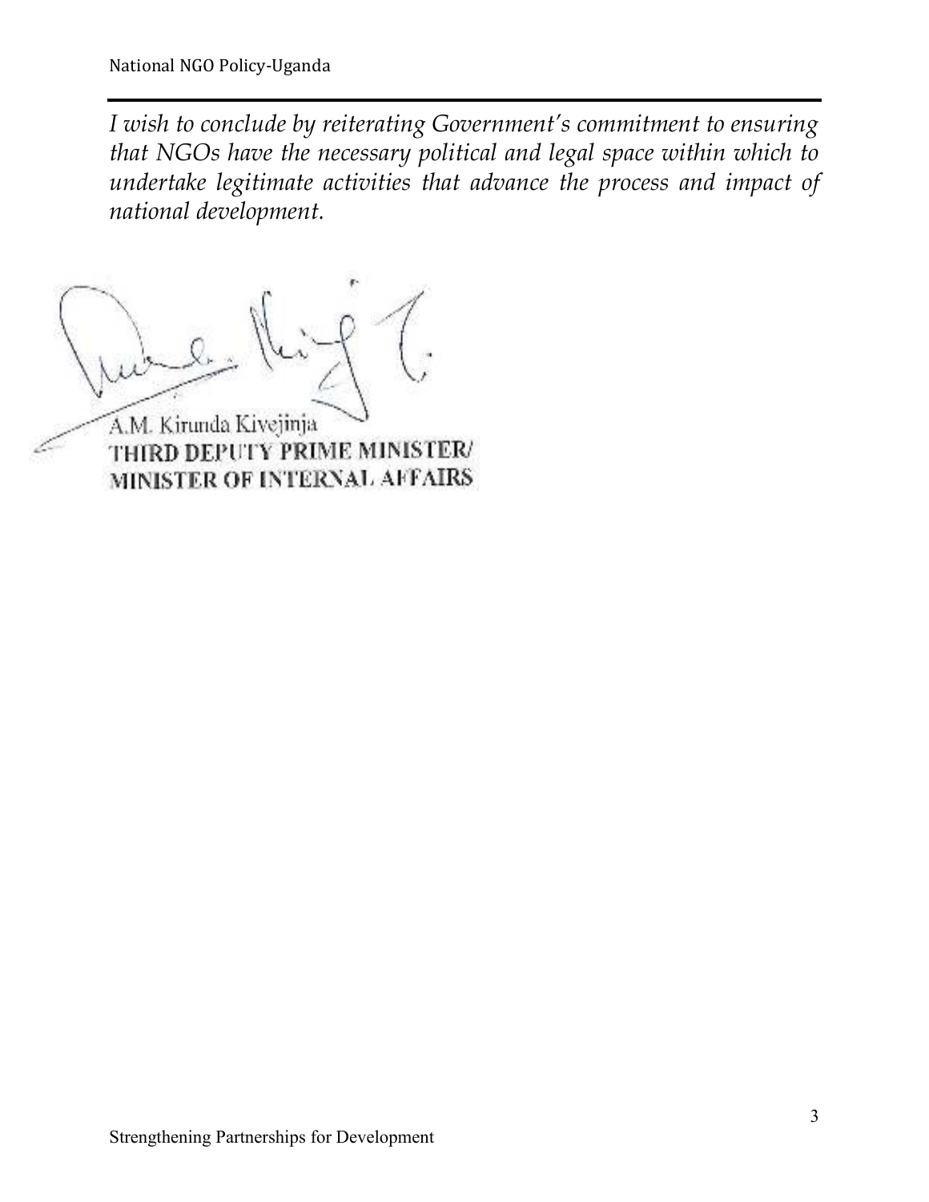*I wish to conclude by reiterating Government's commitment to ensuring that NGOs have the necessary political and legal space within which to undertake legitimate activities that advance the process and impact of national development.*

A.M. Kirunda Kivejinja
THIRD DEPUTY PRIME MINISTER/
MINISTER OF INTERNAL AFFAIRS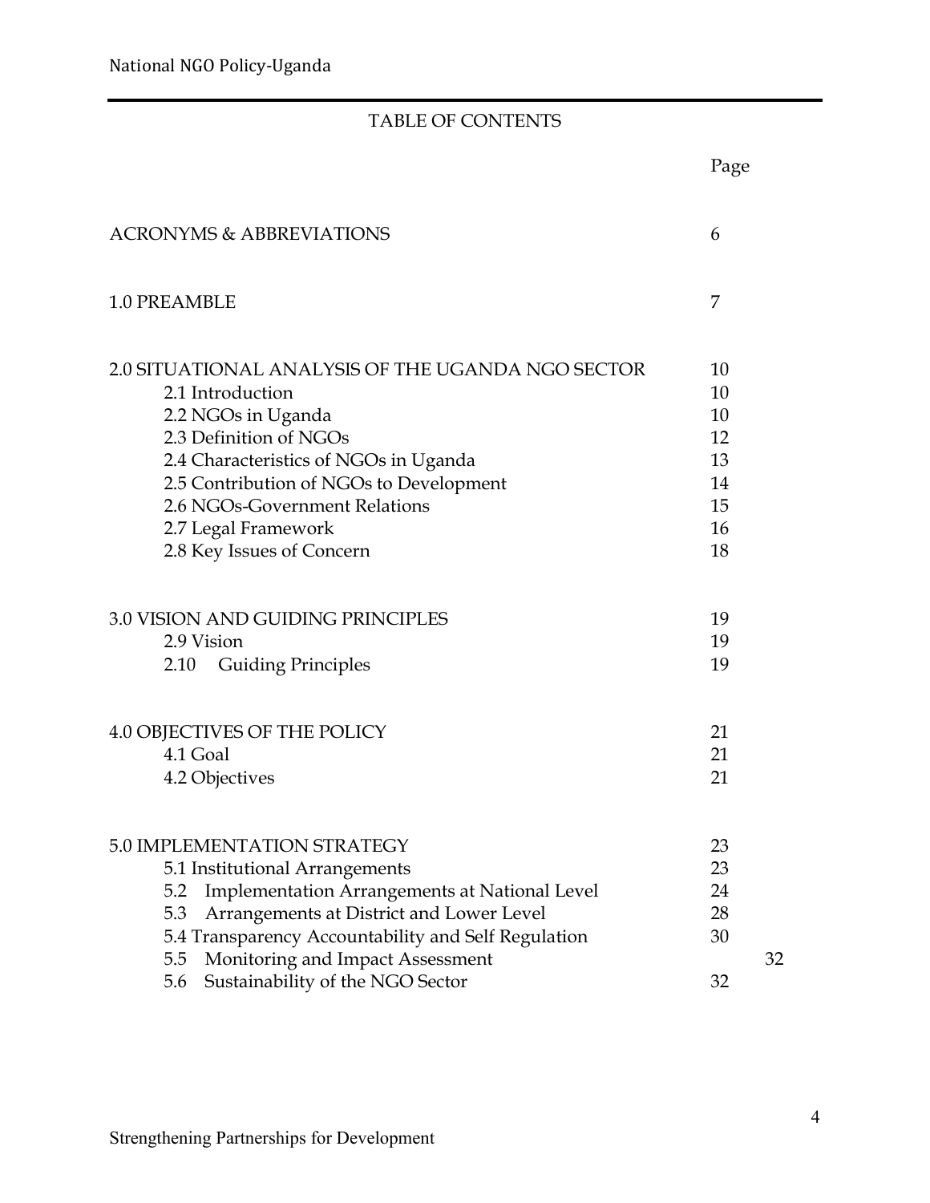# TABLE OF CONTENTS

| | Page |
|---|---|
| ACRONYMS & ABBREVIATIONS | 6 |
| 1.0 PREAMBLE | 7 |
| 2.0 SITUATIONAL ANALYSIS OF THE UGANDA NGO SECTOR | 10 |
| 2.1 Introduction | 10 |
| 2.2 NGOs in Uganda | 10 |
| 2.3 Definition of NGOs | 12 |
| 2.4 Characteristics of NGOs in Uganda | 13 |
| 2.5 Contribution of NGOs to Development | 14 |
| 2.6 NGOs-Government Relations | 15 |
| 2.7 Legal Framework | 16 |
| 2.8 Key Issues of Concern | 18 |
| 3.0 VISION AND GUIDING PRINCIPLES | 19 |
| 2.9 Vision | 19 |
| 2.10 Guiding Principles | 19 |
| 4.0 OBJECTIVES OF THE POLICY | 21 |
| 4.1 Goal | 21 |
| 4.2 Objectives | 21 |
| 5.0 IMPLEMENTATION STRATEGY | 23 |
| 5.1 Institutional Arrangements | 23 |
| 5.2 Implementation Arrangements at National Level | 24 |
| 5.3 Arrangements at District and Lower Level | 28 |
| 5.4 Transparency Accountability and Self Regulation | 30 |
| 5.5 Monitoring and Impact Assessment | 32 |
| 5.6 Sustainability of the NGO Sector | 32 |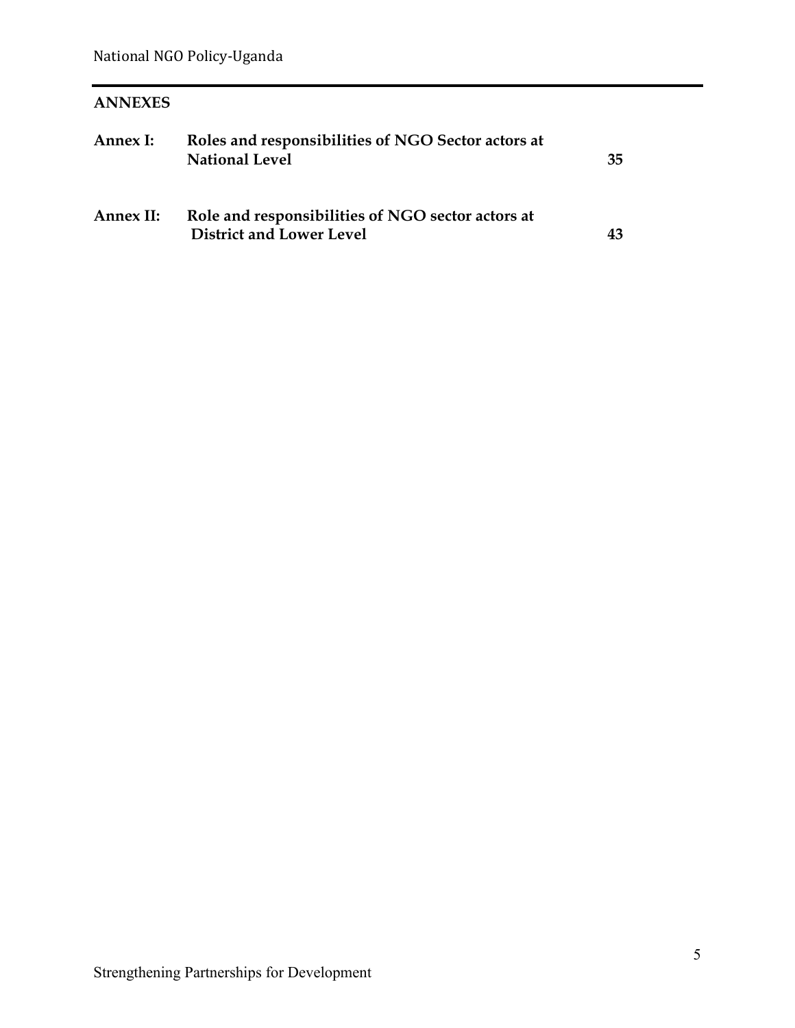## ANNEXES

| | | |
|---|---|---|
| **Annex I:** | **Roles and responsibilities of NGO Sector actors at National Level** | **35** |
| **Annex II:** | **Role and responsibilities of NGO sector actors at District and Lower Level** | **43** |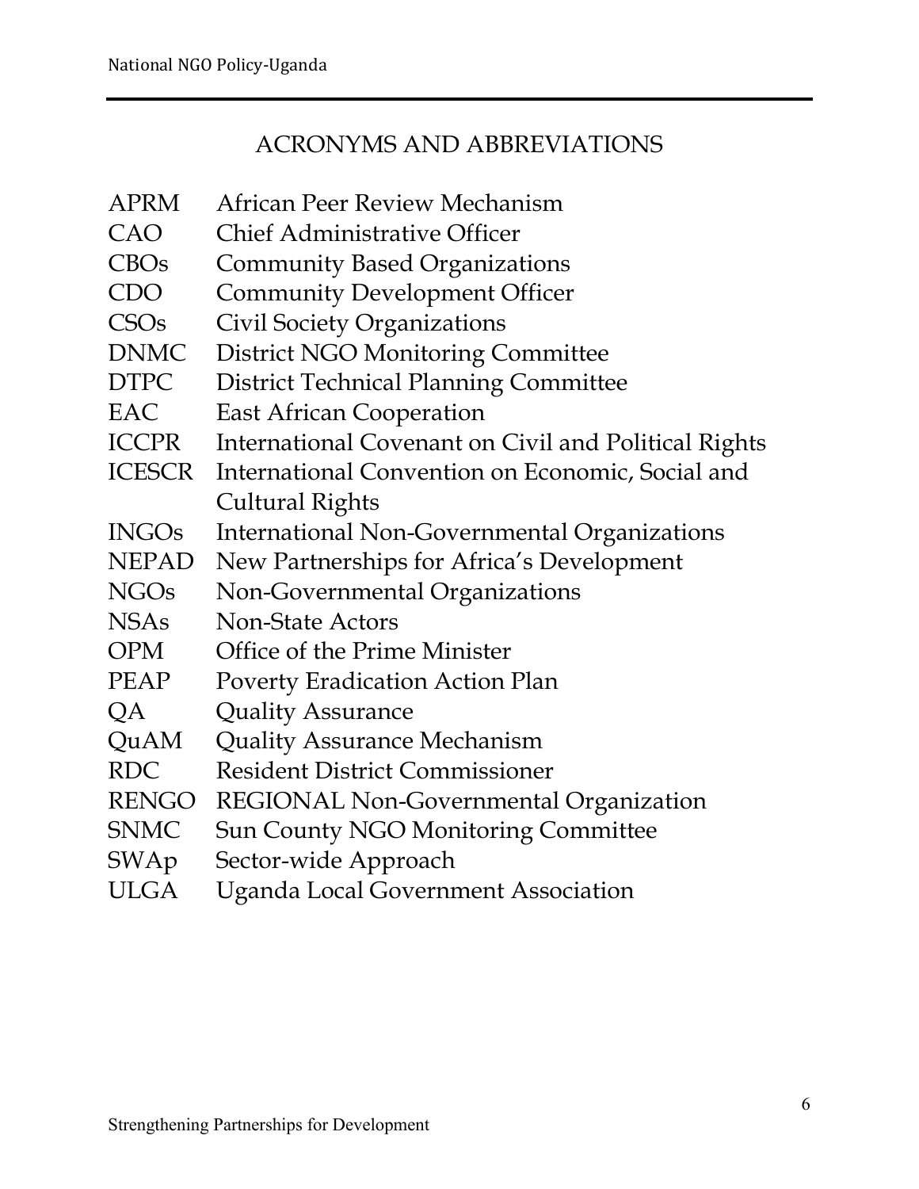## ACRONYMS AND ABBREVIATIONS

| | |
|---|---|
| APRM | African Peer Review Mechanism |
| CAO | Chief Administrative Officer |
| CBOs | Community Based Organizations |
| CDO | Community Development Officer |
| CSOs | Civil Society Organizations |
| DNMC | District NGO Monitoring Committee |
| DTPC | District Technical Planning Committee |
| EAC | East African Cooperation |
| ICCPR | International Covenant on Civil and Political Rights |
| ICESCR | International Convention on Economic, Social and Cultural Rights |
| INGOs | International Non-Governmental Organizations |
| NEPAD | New Partnerships for Africa's Development |
| NGOs | Non-Governmental Organizations |
| NSAs | Non-State Actors |
| OPM | Office of the Prime Minister |
| PEAP | Poverty Eradication Action Plan |
| QA | Quality Assurance |
| QuAM | Quality Assurance Mechanism |
| RDC | Resident District Commissioner |
| RENGO | REGIONAL Non-Governmental Organization |
| SNMC | Sun County NGO Monitoring Committee |
| SWAp | Sector-wide Approach |
| ULGA | Uganda Local Government Association |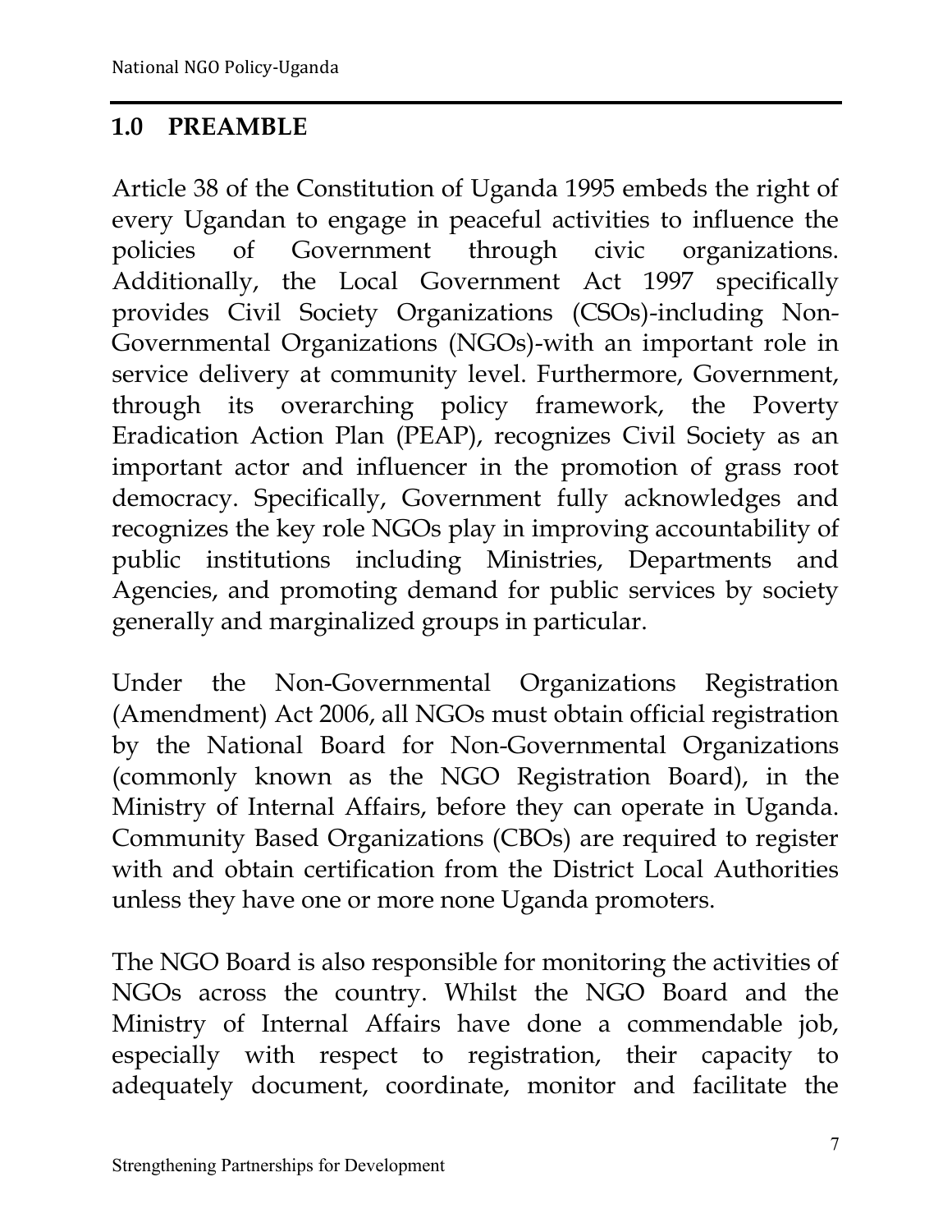## 1.0 PREAMBLE

Article 38 of the Constitution of Uganda 1995 embeds the right of every Ugandan to engage in peaceful activities to influence the policies of Government through civic organizations. Additionally, the Local Government Act 1997 specifically provides Civil Society Organizations (CSOs)-including Non-Governmental Organizations (NGOs)-with an important role in service delivery at community level. Furthermore, Government, through its overarching policy framework, the Poverty Eradication Action Plan (PEAP), recognizes Civil Society as an important actor and influencer in the promotion of grass root democracy. Specifically, Government fully acknowledges and recognizes the key role NGOs play in improving accountability of public institutions including Ministries, Departments and Agencies, and promoting demand for public services by society generally and marginalized groups in particular.

Under the Non-Governmental Organizations Registration (Amendment) Act 2006, all NGOs must obtain official registration by the National Board for Non-Governmental Organizations (commonly known as the NGO Registration Board), in the Ministry of Internal Affairs, before they can operate in Uganda. Community Based Organizations (CBOs) are required to register with and obtain certification from the District Local Authorities unless they have one or more none Uganda promoters.

The NGO Board is also responsible for monitoring the activities of NGOs across the country. Whilst the NGO Board and the Ministry of Internal Affairs have done a commendable job, especially with respect to registration, their capacity to adequately document, coordinate, monitor and facilitate the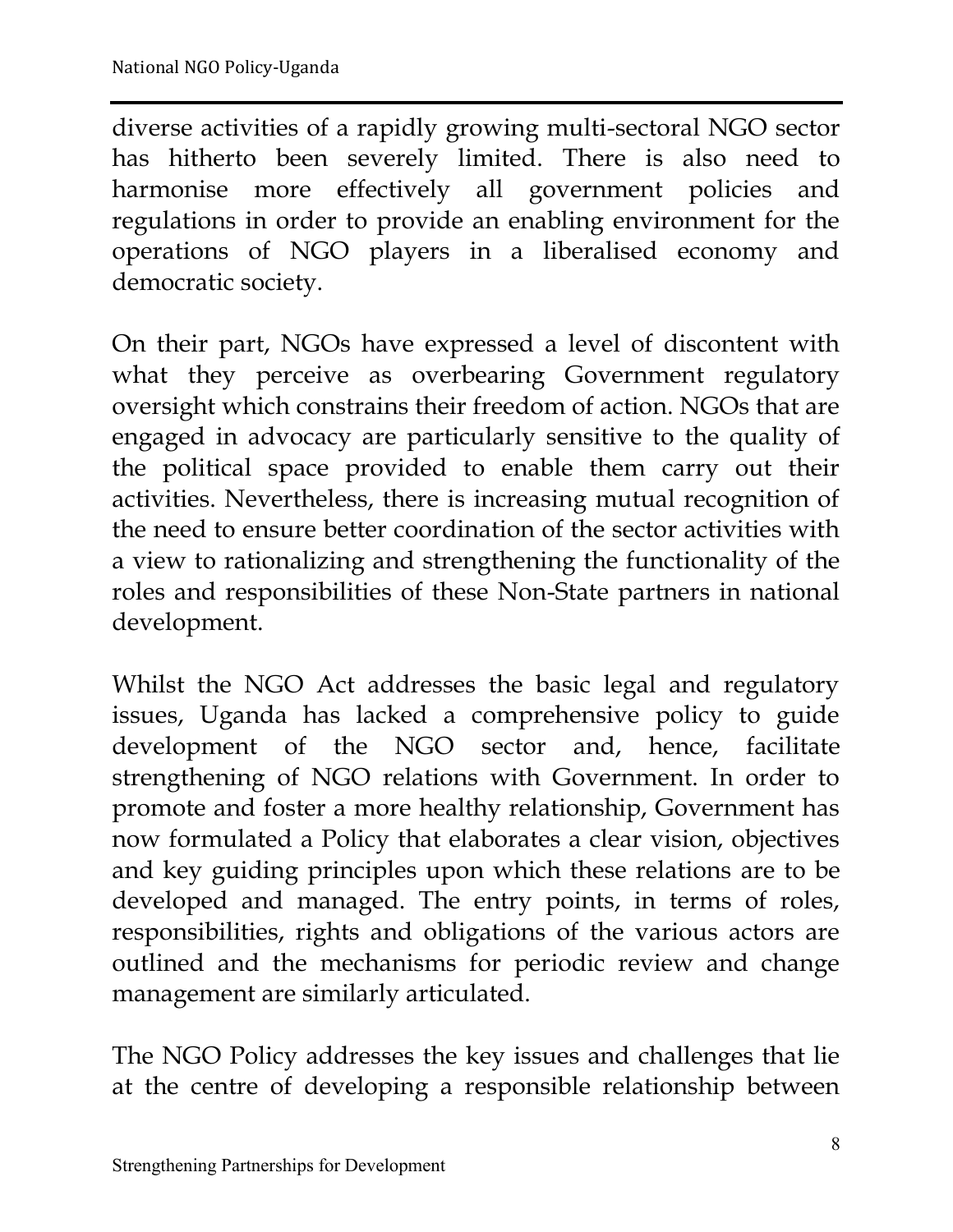diverse activities of a rapidly growing multi-sectoral NGO sector has hitherto been severely limited. There is also need to harmonise more effectively all government policies and regulations in order to provide an enabling environment for the operations of NGO players in a liberalised economy and democratic society.

On their part, NGOs have expressed a level of discontent with what they perceive as overbearing Government regulatory oversight which constrains their freedom of action. NGOs that are engaged in advocacy are particularly sensitive to the quality of the political space provided to enable them carry out their activities. Nevertheless, there is increasing mutual recognition of the need to ensure better coordination of the sector activities with a view to rationalizing and strengthening the functionality of the roles and responsibilities of these Non-State partners in national development.

Whilst the NGO Act addresses the basic legal and regulatory issues, Uganda has lacked a comprehensive policy to guide development of the NGO sector and, hence, facilitate strengthening of NGO relations with Government. In order to promote and foster a more healthy relationship, Government has now formulated a Policy that elaborates a clear vision, objectives and key guiding principles upon which these relations are to be developed and managed. The entry points, in terms of roles, responsibilities, rights and obligations of the various actors are outlined and the mechanisms for periodic review and change management are similarly articulated.

The NGO Policy addresses the key issues and challenges that lie at the centre of developing a responsible relationship between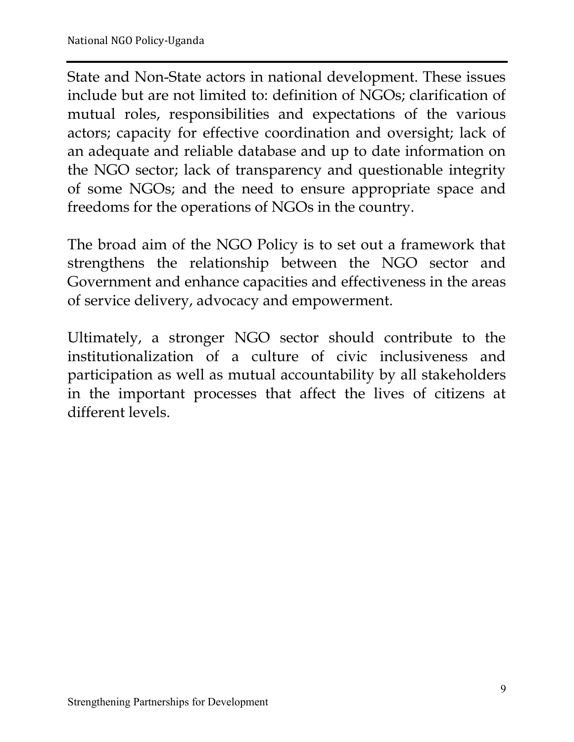State and Non-State actors in national development. These issues include but are not limited to: definition of NGOs; clarification of mutual roles, responsibilities and expectations of the various actors; capacity for effective coordination and oversight; lack of an adequate and reliable database and up to date information on the NGO sector; lack of transparency and questionable integrity of some NGOs; and the need to ensure appropriate space and freedoms for the operations of NGOs in the country.

The broad aim of the NGO Policy is to set out a framework that strengthens the relationship between the NGO sector and Government and enhance capacities and effectiveness in the areas of service delivery, advocacy and empowerment.

Ultimately, a stronger NGO sector should contribute to the institutionalization of a culture of civic inclusiveness and participation as well as mutual accountability by all stakeholders in the important processes that affect the lives of citizens at different levels.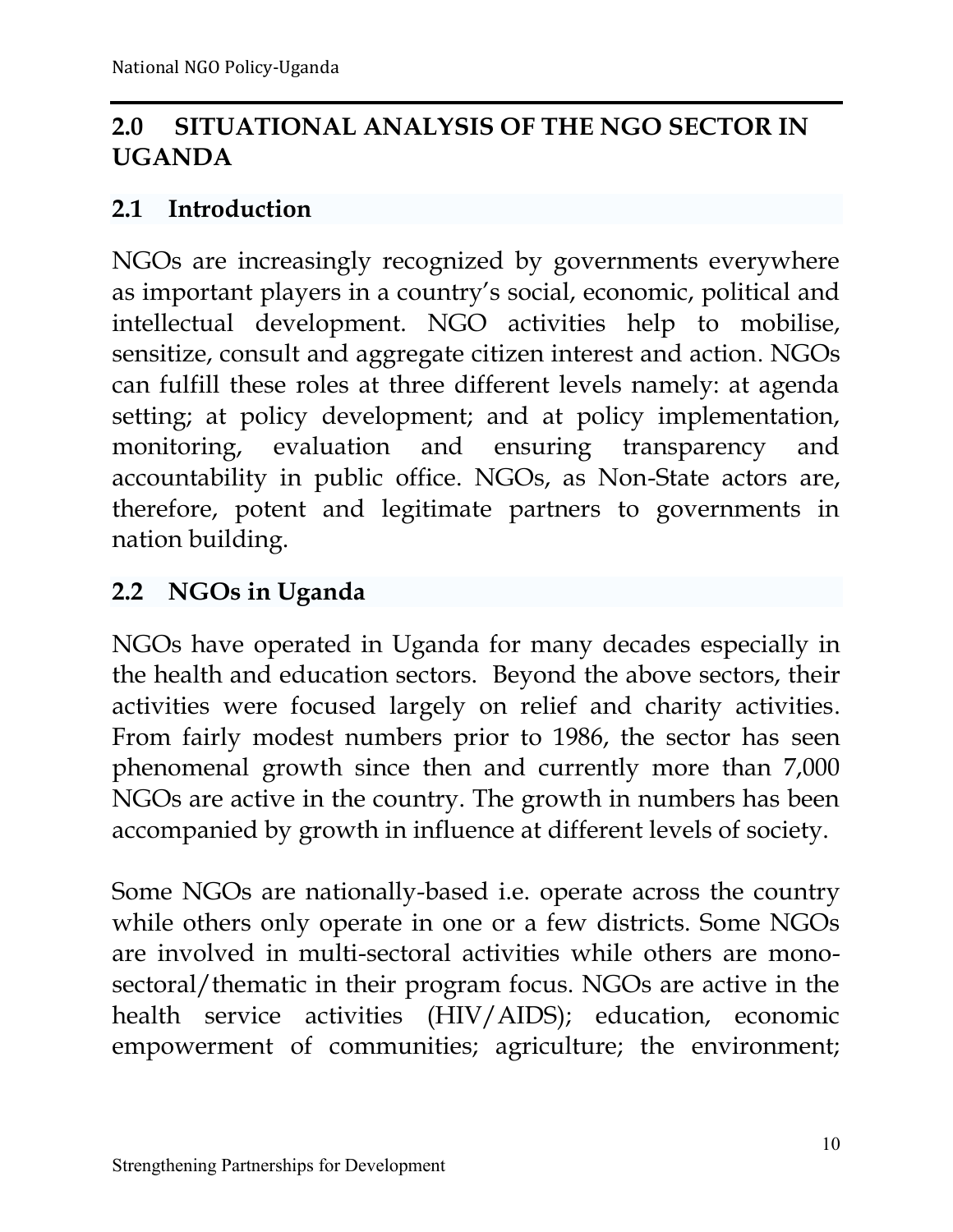## 2.0 SITUATIONAL ANALYSIS OF THE NGO SECTOR IN UGANDA

### 2.1 Introduction

NGOs are increasingly recognized by governments everywhere as important players in a country's social, economic, political and intellectual development. NGO activities help to mobilise, sensitize, consult and aggregate citizen interest and action. NGOs can fulfill these roles at three different levels namely: at agenda setting; at policy development; and at policy implementation, monitoring, evaluation and ensuring transparency and accountability in public office. NGOs, as Non-State actors are, therefore, potent and legitimate partners to governments in nation building.

### 2.2 NGOs in Uganda

NGOs have operated in Uganda for many decades especially in the health and education sectors. Beyond the above sectors, their activities were focused largely on relief and charity activities. From fairly modest numbers prior to 1986, the sector has seen phenomenal growth since then and currently more than 7,000 NGOs are active in the country. The growth in numbers has been accompanied by growth in influence at different levels of society.

Some NGOs are nationally-based i.e. operate across the country while others only operate in one or a few districts. Some NGOs are involved in multi-sectoral activities while others are mono-sectoral/thematic in their program focus. NGOs are active in the health service activities (HIV/AIDS); education, economic empowerment of communities; agriculture; the environment;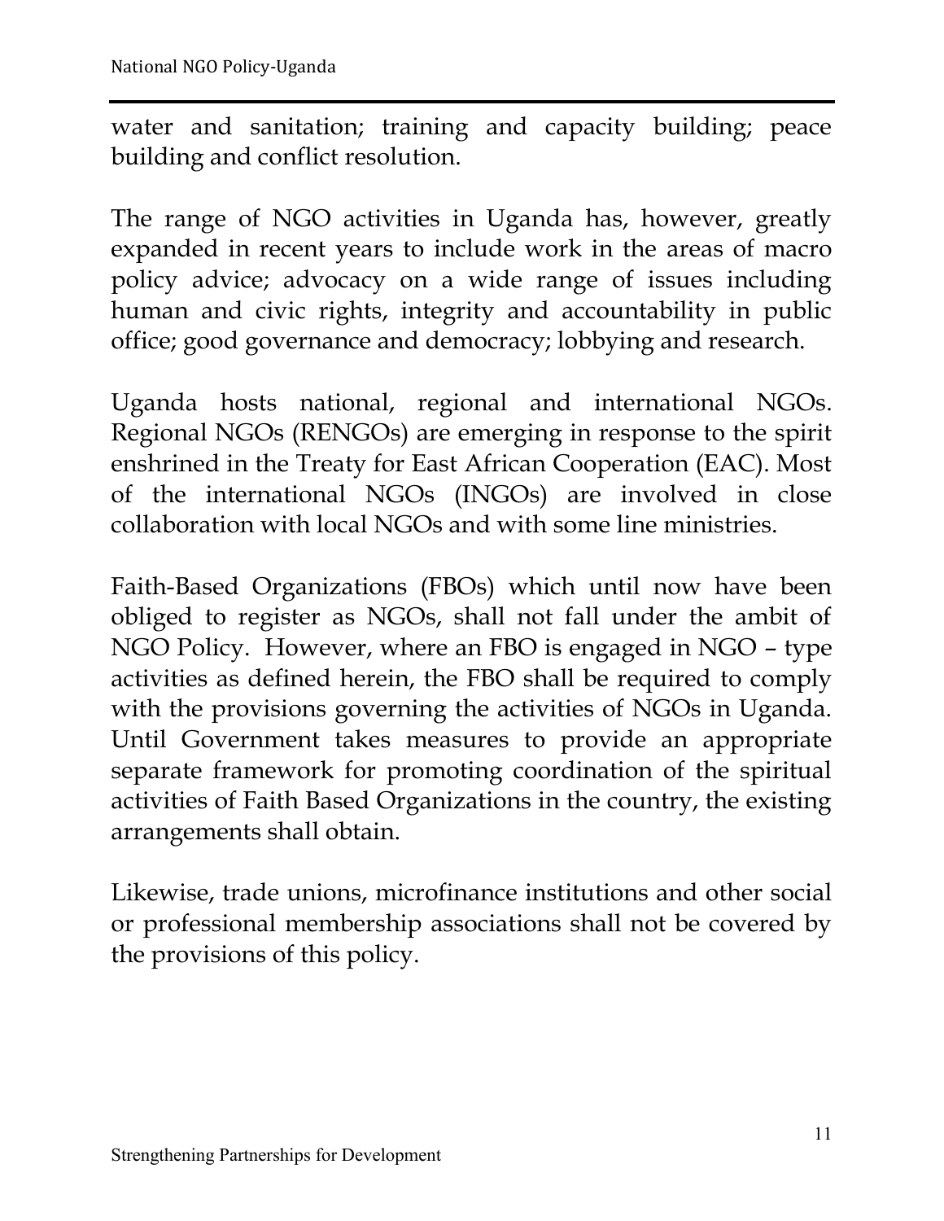water and sanitation; training and capacity building; peace building and conflict resolution.

The range of NGO activities in Uganda has, however, greatly expanded in recent years to include work in the areas of macro policy advice; advocacy on a wide range of issues including human and civic rights, integrity and accountability in public office; good governance and democracy; lobbying and research.

Uganda hosts national, regional and international NGOs. Regional NGOs (RENGOs) are emerging in response to the spirit enshrined in the Treaty for East African Cooperation (EAC). Most of the international NGOs (INGOs) are involved in close collaboration with local NGOs and with some line ministries.

Faith-Based Organizations (FBOs) which until now have been obliged to register as NGOs, shall not fall under the ambit of NGO Policy. However, where an FBO is engaged in NGO – type activities as defined herein, the FBO shall be required to comply with the provisions governing the activities of NGOs in Uganda. Until Government takes measures to provide an appropriate separate framework for promoting coordination of the spiritual activities of Faith Based Organizations in the country, the existing arrangements shall obtain.

Likewise, trade unions, microfinance institutions and other social or professional membership associations shall not be covered by the provisions of this policy.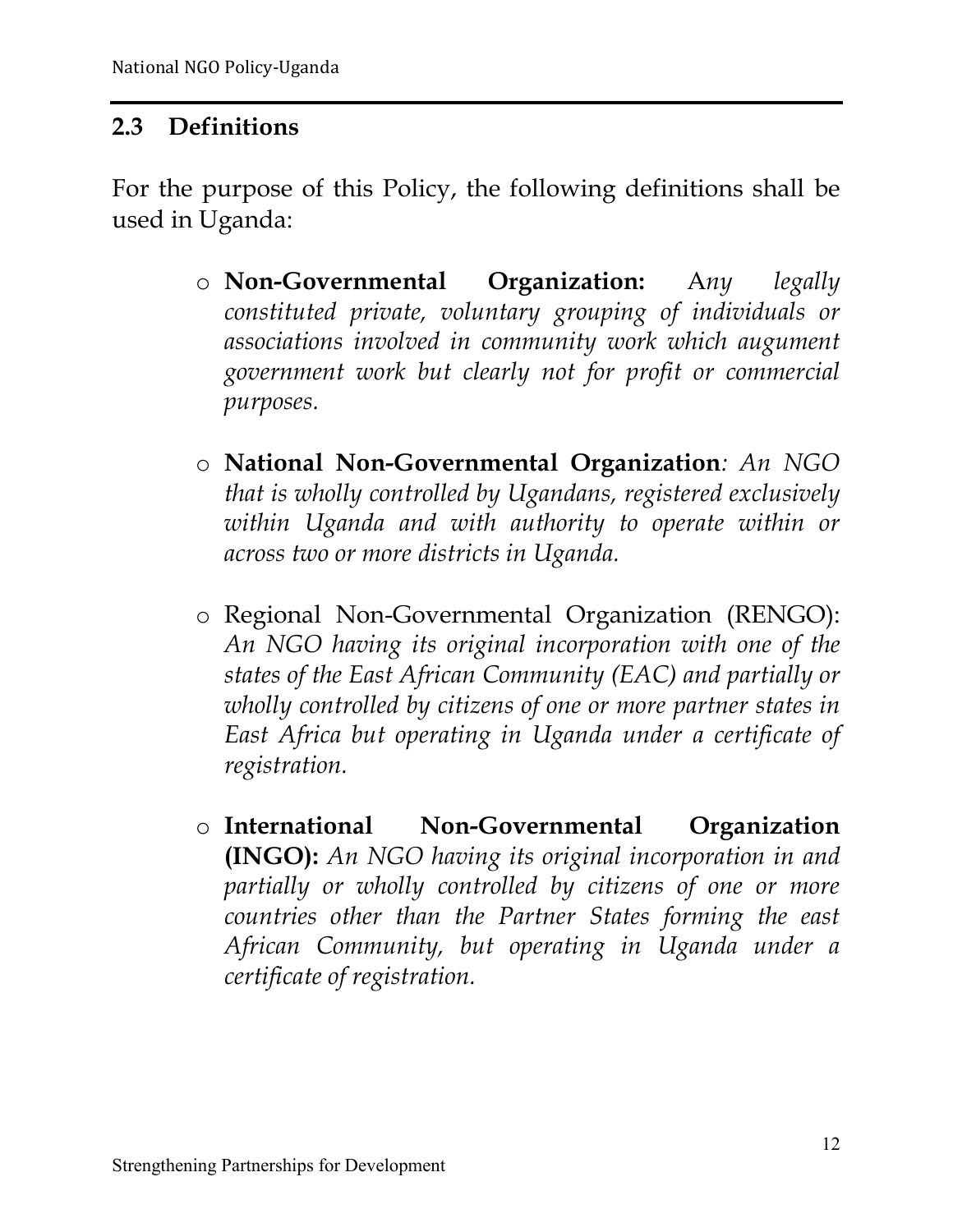## 2.3 Definitions

For the purpose of this Policy, the following definitions shall be used in Uganda:

- **Non-Governmental Organization:** A*ny legally constituted private, voluntary grouping of individuals or associations involved in community work which augument government work but clearly not for profit or commercial purposes.*

- **National Non-Governmental Organization***: An NGO that is wholly controlled by Ugandans, registered exclusively within Uganda and with authority to operate within or across two or more districts in Uganda.*

- Regional Non-Governmental Organization (RENGO): *An NGO having its original incorporation with one of the states of the East African Community (EAC) and partially or wholly controlled by citizens of one or more partner states in East Africa but operating in Uganda under a certificate of registration.*

- **International Non-Governmental Organization (INGO):** *An NGO having its original incorporation in and partially or wholly controlled by citizens of one or more countries other than the Partner States forming the east African Community, but operating in Uganda under a certificate of registration.*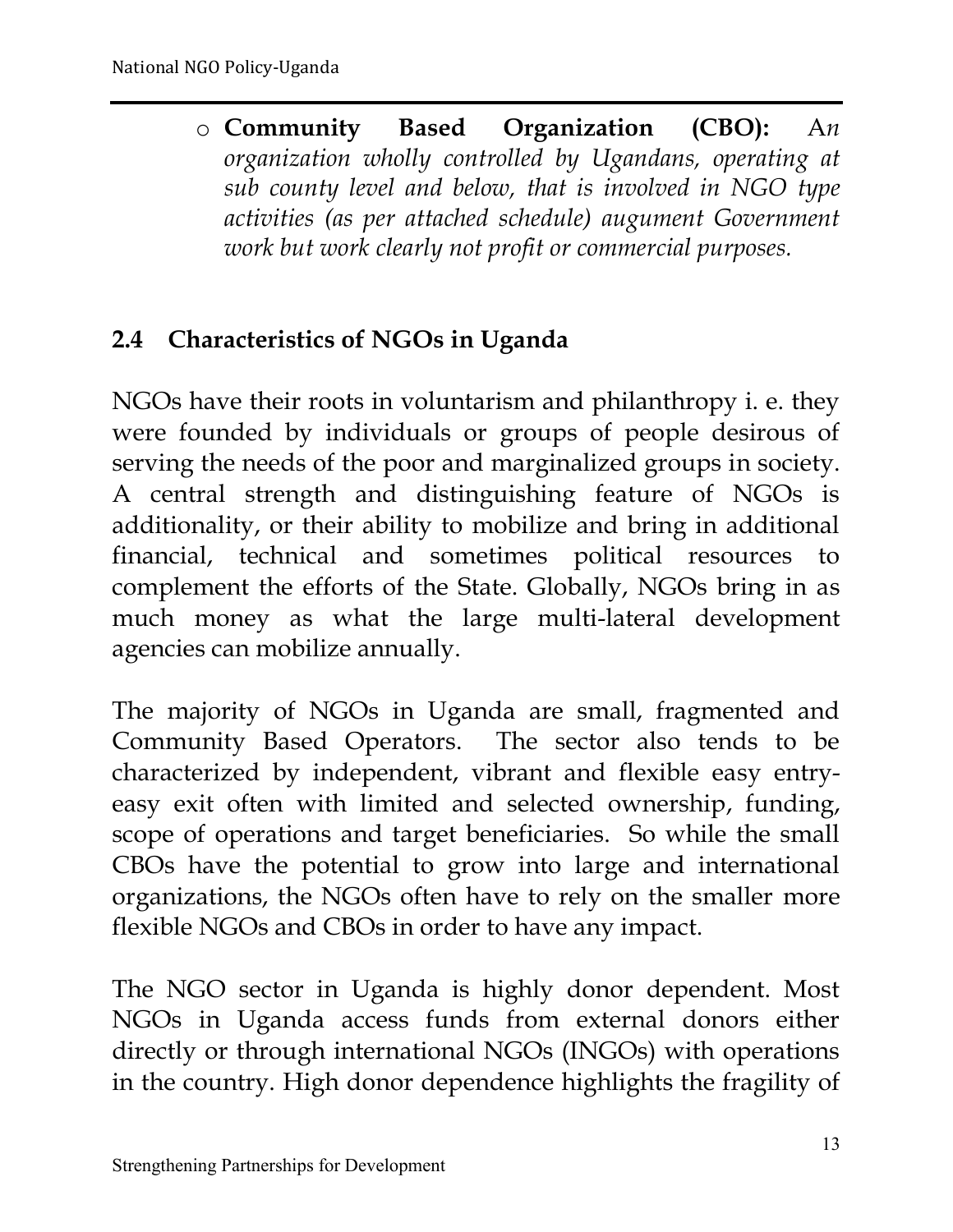- **Community Based Organization (CBO):** A*n organization wholly controlled by Ugandans, operating at sub county level and below, that is involved in NGO type activities (as per attached schedule) augument Government work but work clearly not profit or commercial purposes.*

## 2.4 Characteristics of NGOs in Uganda

NGOs have their roots in voluntarism and philanthropy i. e. they were founded by individuals or groups of people desirous of serving the needs of the poor and marginalized groups in society. A central strength and distinguishing feature of NGOs is additionality, or their ability to mobilize and bring in additional financial, technical and sometimes political resources to complement the efforts of the State. Globally, NGOs bring in as much money as what the large multi-lateral development agencies can mobilize annually.

The majority of NGOs in Uganda are small, fragmented and Community Based Operators. The sector also tends to be characterized by independent, vibrant and flexible easy entry-easy exit often with limited and selected ownership, funding, scope of operations and target beneficiaries. So while the small CBOs have the potential to grow into large and international organizations, the NGOs often have to rely on the smaller more flexible NGOs and CBOs in order to have any impact.

The NGO sector in Uganda is highly donor dependent. Most NGOs in Uganda access funds from external donors either directly or through international NGOs (INGOs) with operations in the country. High donor dependence highlights the fragility of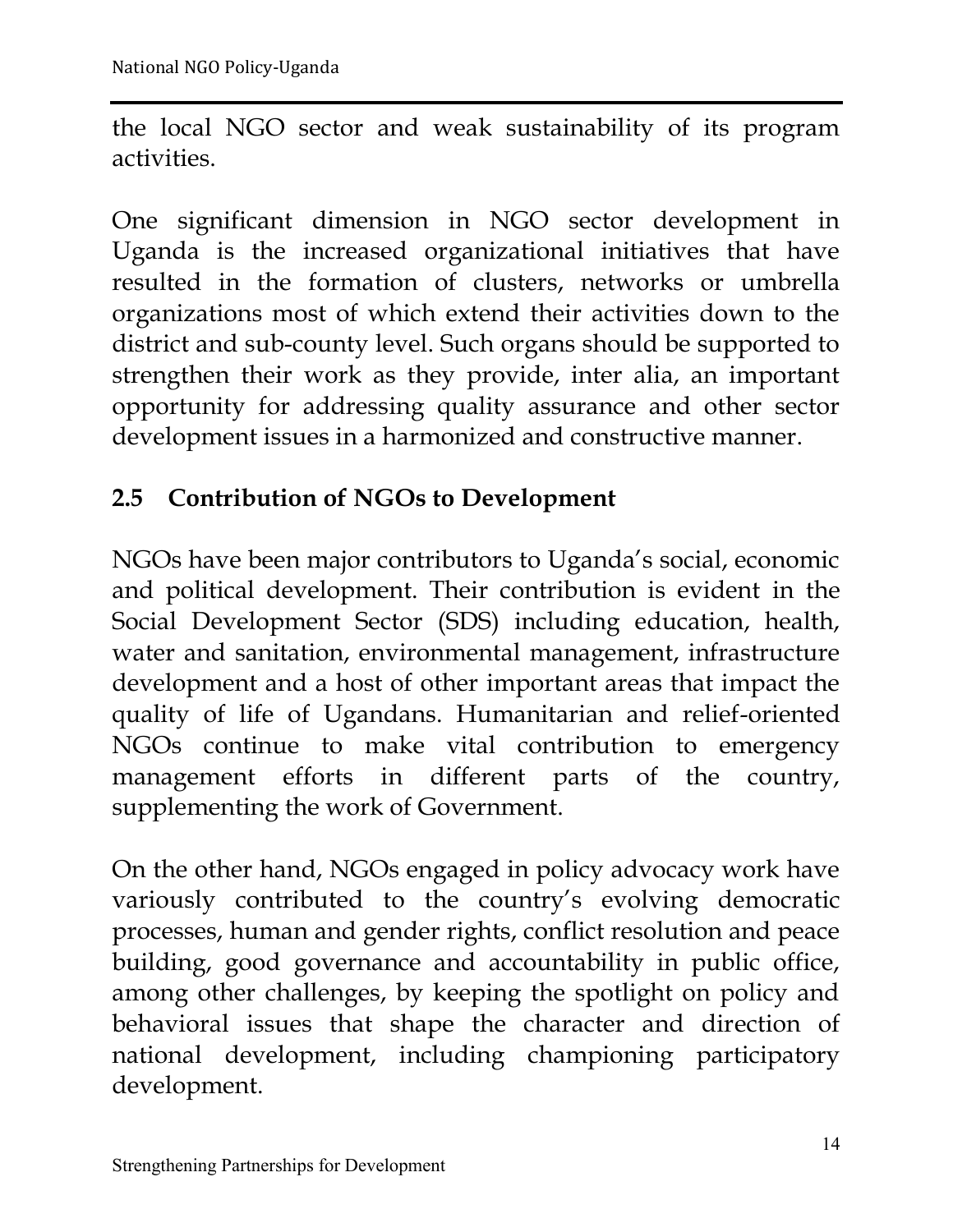the local NGO sector and weak sustainability of its program activities.

One significant dimension in NGO sector development in Uganda is the increased organizational initiatives that have resulted in the formation of clusters, networks or umbrella organizations most of which extend their activities down to the district and sub-county level. Such organs should be supported to strengthen their work as they provide, inter alia, an important opportunity for addressing quality assurance and other sector development issues in a harmonized and constructive manner.

## 2.5 Contribution of NGOs to Development

NGOs have been major contributors to Uganda's social, economic and political development. Their contribution is evident in the Social Development Sector (SDS) including education, health, water and sanitation, environmental management, infrastructure development and a host of other important areas that impact the quality of life of Ugandans. Humanitarian and relief-oriented NGOs continue to make vital contribution to emergency management efforts in different parts of the country, supplementing the work of Government.

On the other hand, NGOs engaged in policy advocacy work have variously contributed to the country's evolving democratic processes, human and gender rights, conflict resolution and peace building, good governance and accountability in public office, among other challenges, by keeping the spotlight on policy and behavioral issues that shape the character and direction of national development, including championing participatory development.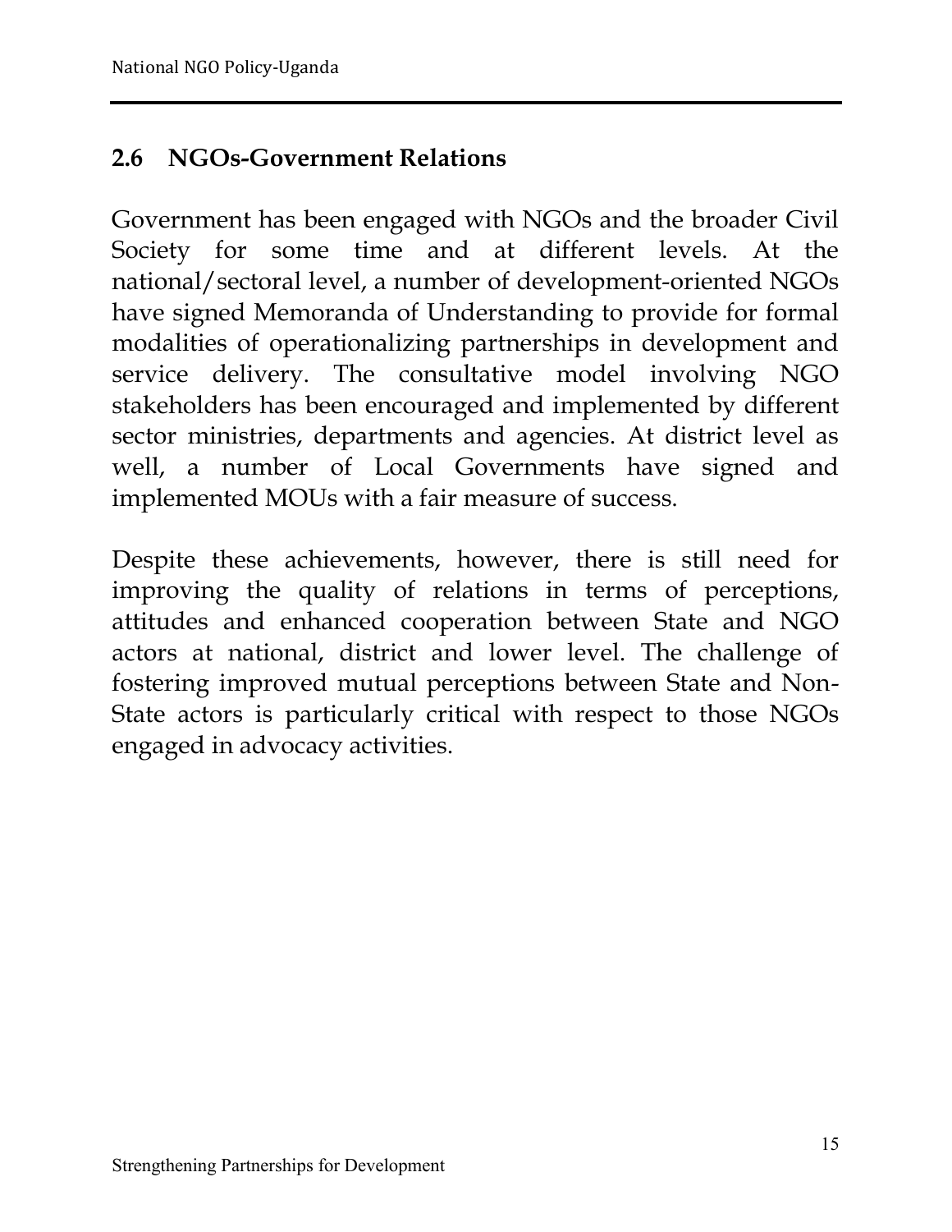## 2.6 NGOs-Government Relations

Government has been engaged with NGOs and the broader Civil Society for some time and at different levels. At the national/sectoral level, a number of development-oriented NGOs have signed Memoranda of Understanding to provide for formal modalities of operationalizing partnerships in development and service delivery. The consultative model involving NGO stakeholders has been encouraged and implemented by different sector ministries, departments and agencies. At district level as well, a number of Local Governments have signed and implemented MOUs with a fair measure of success.

Despite these achievements, however, there is still need for improving the quality of relations in terms of perceptions, attitudes and enhanced cooperation between State and NGO actors at national, district and lower level. The challenge of fostering improved mutual perceptions between State and Non-State actors is particularly critical with respect to those NGOs engaged in advocacy activities.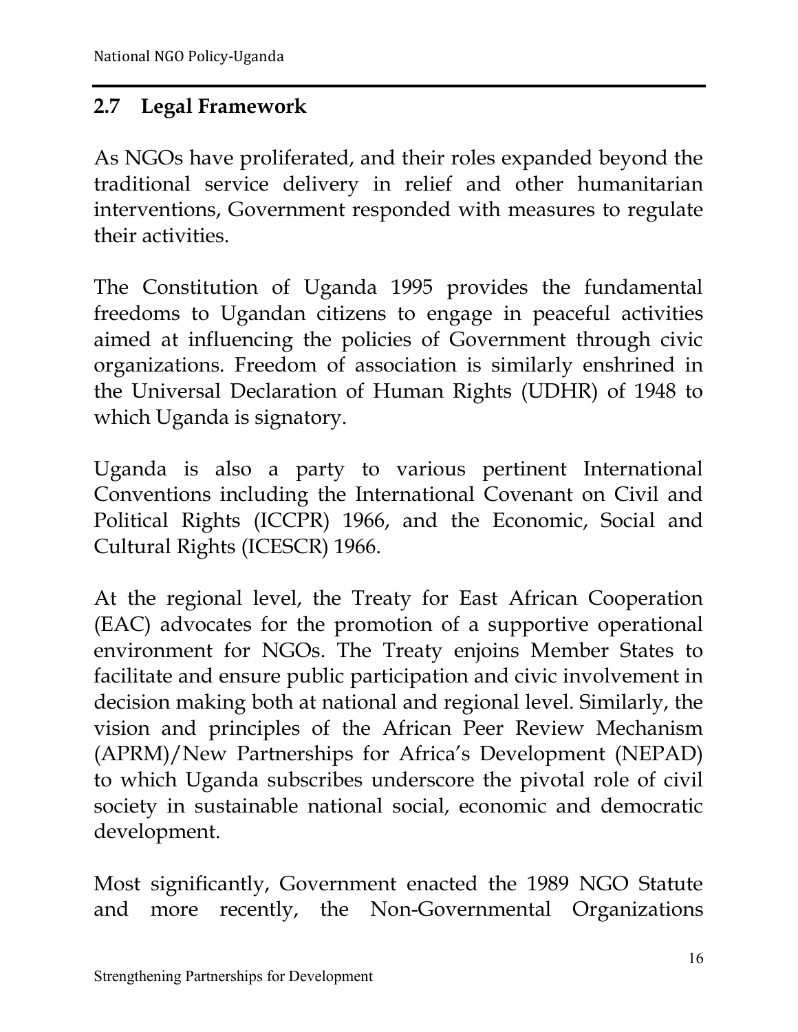## 2.7 Legal Framework

As NGOs have proliferated, and their roles expanded beyond the traditional service delivery in relief and other humanitarian interventions, Government responded with measures to regulate their activities.

The Constitution of Uganda 1995 provides the fundamental freedoms to Ugandan citizens to engage in peaceful activities aimed at influencing the policies of Government through civic organizations. Freedom of association is similarly enshrined in the Universal Declaration of Human Rights (UDHR) of 1948 to which Uganda is signatory.

Uganda is also a party to various pertinent International Conventions including the International Covenant on Civil and Political Rights (ICCPR) 1966, and the Economic, Social and Cultural Rights (ICESCR) 1966.

At the regional level, the Treaty for East African Cooperation (EAC) advocates for the promotion of a supportive operational environment for NGOs. The Treaty enjoins Member States to facilitate and ensure public participation and civic involvement in decision making both at national and regional level. Similarly, the vision and principles of the African Peer Review Mechanism (APRM)/New Partnerships for Africa's Development (NEPAD) to which Uganda subscribes underscore the pivotal role of civil society in sustainable national social, economic and democratic development.

Most significantly, Government enacted the 1989 NGO Statute and more recently, the Non-Governmental Organizations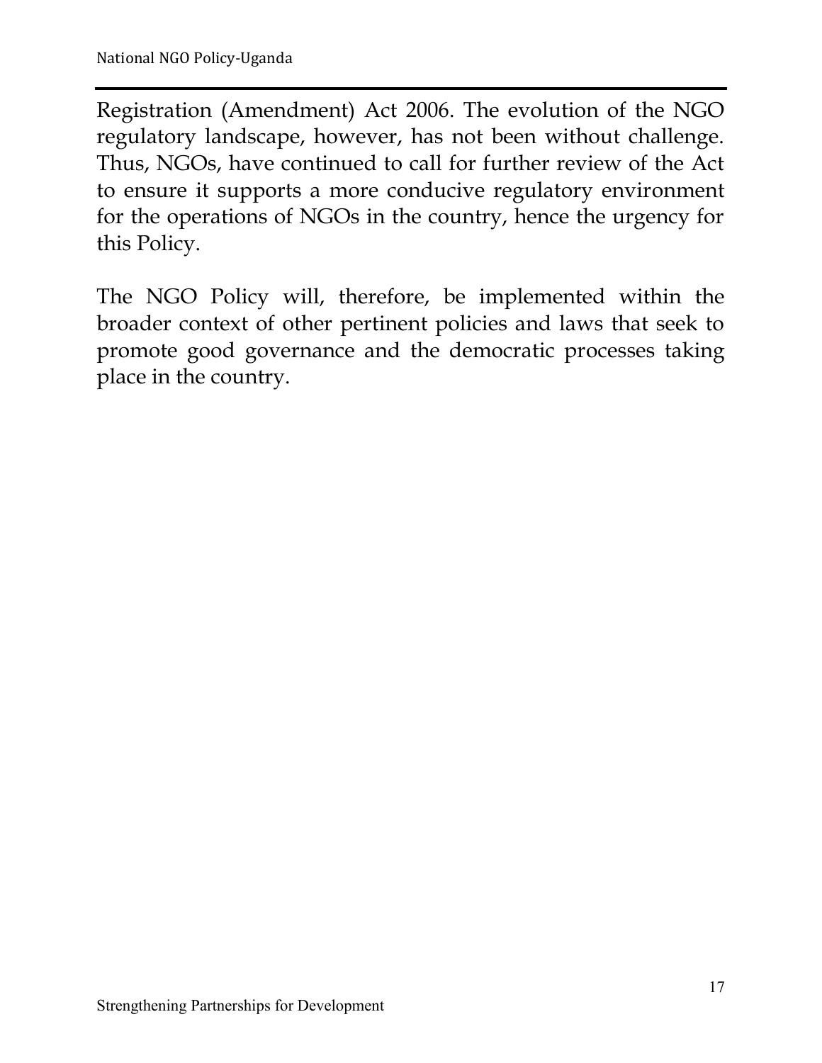Registration (Amendment) Act 2006. The evolution of the NGO regulatory landscape, however, has not been without challenge. Thus, NGOs, have continued to call for further review of the Act to ensure it supports a more conducive regulatory environment for the operations of NGOs in the country, hence the urgency for this Policy.

The NGO Policy will, therefore, be implemented within the broader context of other pertinent policies and laws that seek to promote good governance and the democratic processes taking place in the country.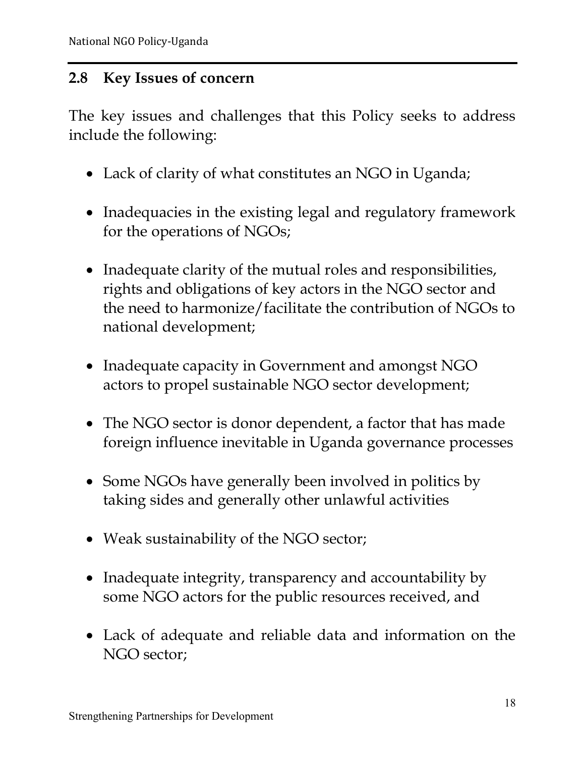## 2.8 Key Issues of concern

The key issues and challenges that this Policy seeks to address include the following:

- Lack of clarity of what constitutes an NGO in Uganda;
- Inadequacies in the existing legal and regulatory framework for the operations of NGOs;
- Inadequate clarity of the mutual roles and responsibilities, rights and obligations of key actors in the NGO sector and the need to harmonize/facilitate the contribution of NGOs to national development;
- Inadequate capacity in Government and amongst NGO actors to propel sustainable NGO sector development;
- The NGO sector is donor dependent, a factor that has made foreign influence inevitable in Uganda governance processes
- Some NGOs have generally been involved in politics by taking sides and generally other unlawful activities
- Weak sustainability of the NGO sector;
- Inadequate integrity, transparency and accountability by some NGO actors for the public resources received, and
- Lack of adequate and reliable data and information on the NGO sector;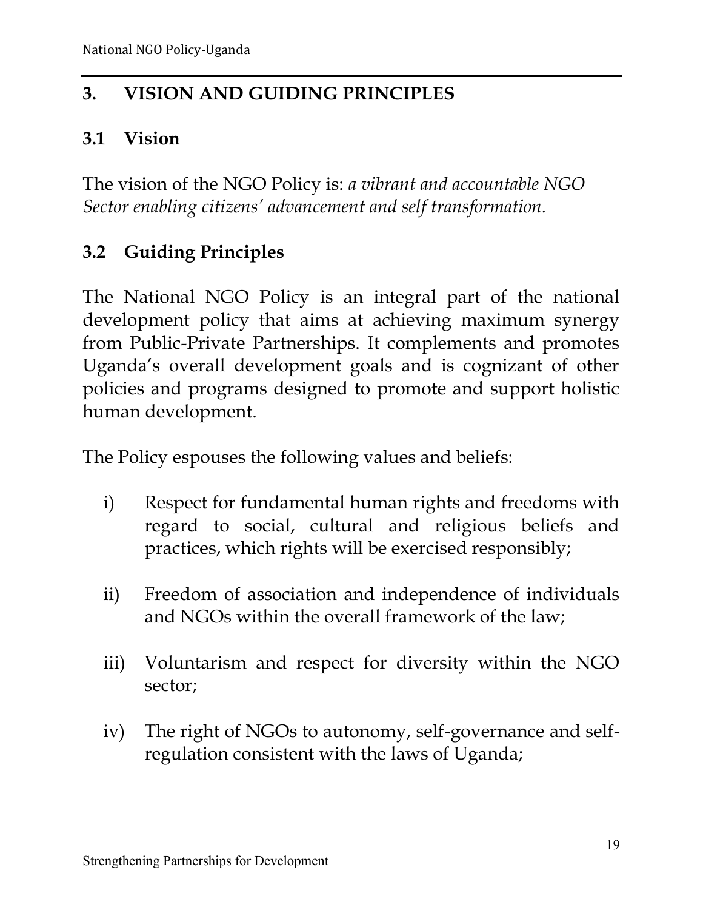## 3. VISION AND GUIDING PRINCIPLES

### 3.1 Vision

The vision of the NGO Policy is: *a vibrant and accountable NGO Sector enabling citizens' advancement and self transformation.*

### 3.2 Guiding Principles

The National NGO Policy is an integral part of the national development policy that aims at achieving maximum synergy from Public-Private Partnerships. It complements and promotes Uganda's overall development goals and is cognizant of other policies and programs designed to promote and support holistic human development.

The Policy espouses the following values and beliefs:

i) Respect for fundamental human rights and freedoms with regard to social, cultural and religious beliefs and practices, which rights will be exercised responsibly;

ii) Freedom of association and independence of individuals and NGOs within the overall framework of the law;

iii) Voluntarism and respect for diversity within the NGO sector;

iv) The right of NGOs to autonomy, self-governance and self-regulation consistent with the laws of Uganda;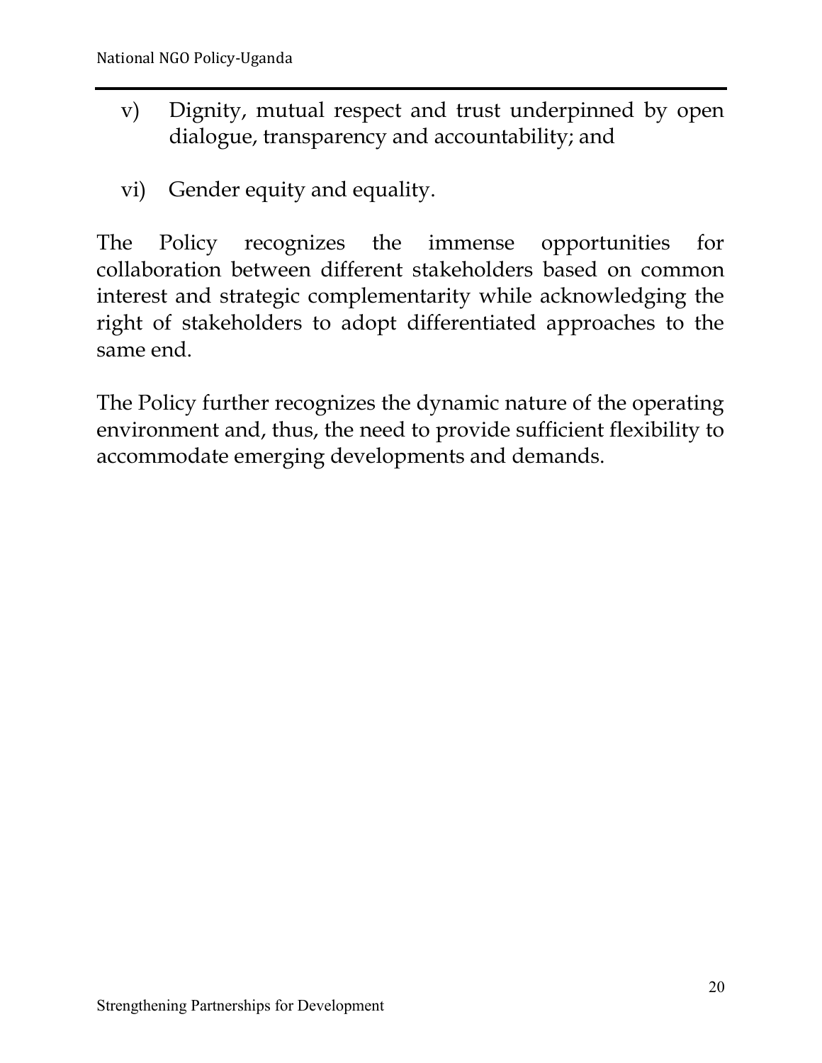v) Dignity, mutual respect and trust underpinned by open dialogue, transparency and accountability; and

vi) Gender equity and equality.

The Policy recognizes the immense opportunities for collaboration between different stakeholders based on common interest and strategic complementarity while acknowledging the right of stakeholders to adopt differentiated approaches to the same end.

The Policy further recognizes the dynamic nature of the operating environment and, thus, the need to provide sufficient flexibility to accommodate emerging developments and demands.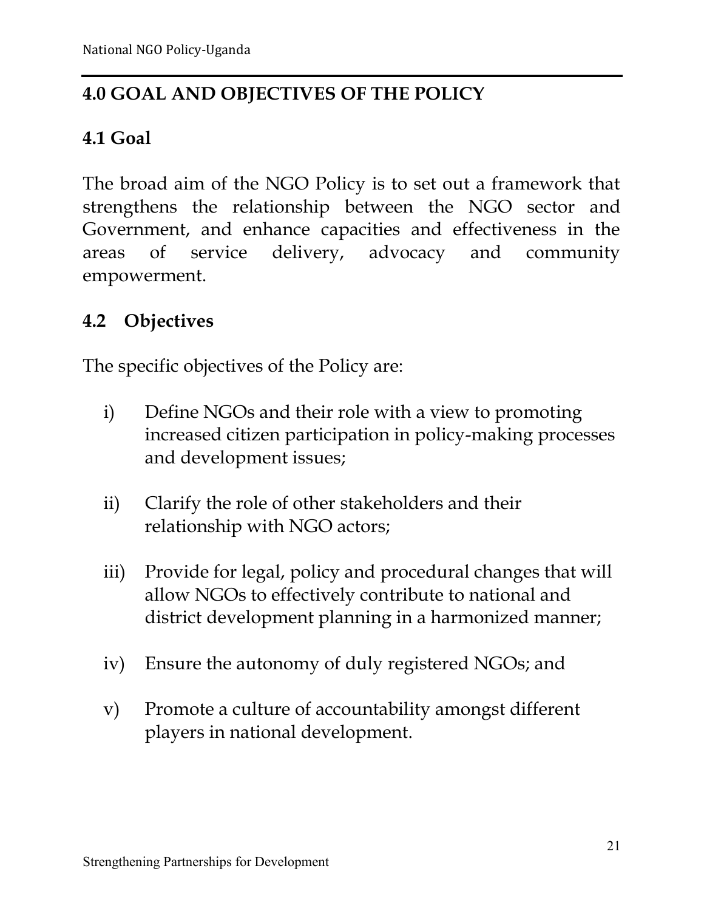## 4.0 GOAL AND OBJECTIVES OF THE POLICY

### 4.1 Goal

The broad aim of the NGO Policy is to set out a framework that strengthens the relationship between the NGO sector and Government, and enhance capacities and effectiveness in the areas of service delivery, advocacy and community empowerment.

### 4.2 Objectives

The specific objectives of the Policy are:

i) Define NGOs and their role with a view to promoting increased citizen participation in policy-making processes and development issues;

ii) Clarify the role of other stakeholders and their relationship with NGO actors;

iii) Provide for legal, policy and procedural changes that will allow NGOs to effectively contribute to national and district development planning in a harmonized manner;

iv) Ensure the autonomy of duly registered NGOs; and

v) Promote a culture of accountability amongst different players in national development.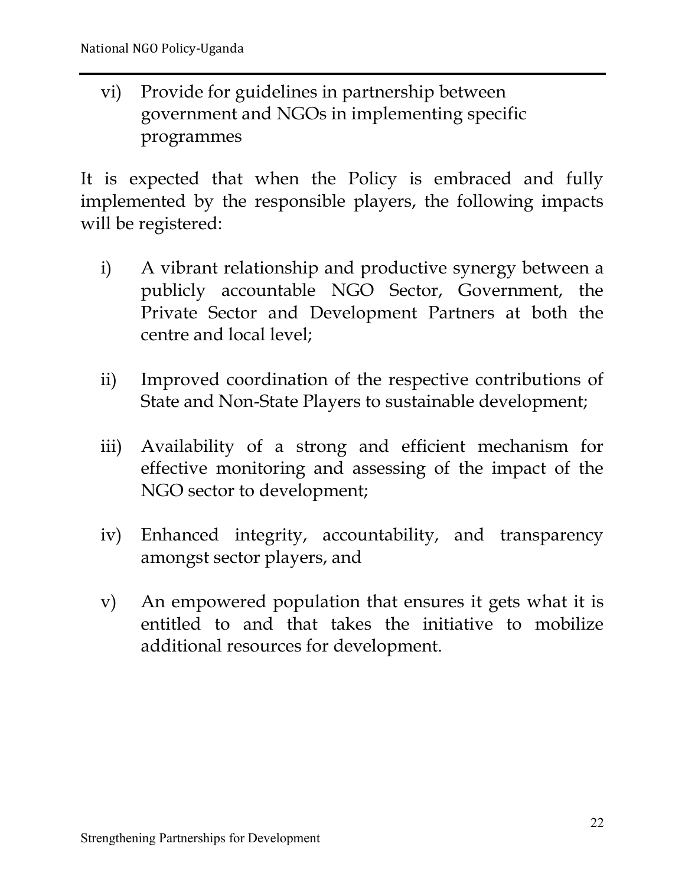vi) Provide for guidelines in partnership between government and NGOs in implementing specific programmes

It is expected that when the Policy is embraced and fully implemented by the responsible players, the following impacts will be registered:

i) A vibrant relationship and productive synergy between a publicly accountable NGO Sector, Government, the Private Sector and Development Partners at both the centre and local level;

ii) Improved coordination of the respective contributions of State and Non-State Players to sustainable development;

iii) Availability of a strong and efficient mechanism for effective monitoring and assessing of the impact of the NGO sector to development;

iv) Enhanced integrity, accountability, and transparency amongst sector players, and

v) An empowered population that ensures it gets what it is entitled to and that takes the initiative to mobilize additional resources for development.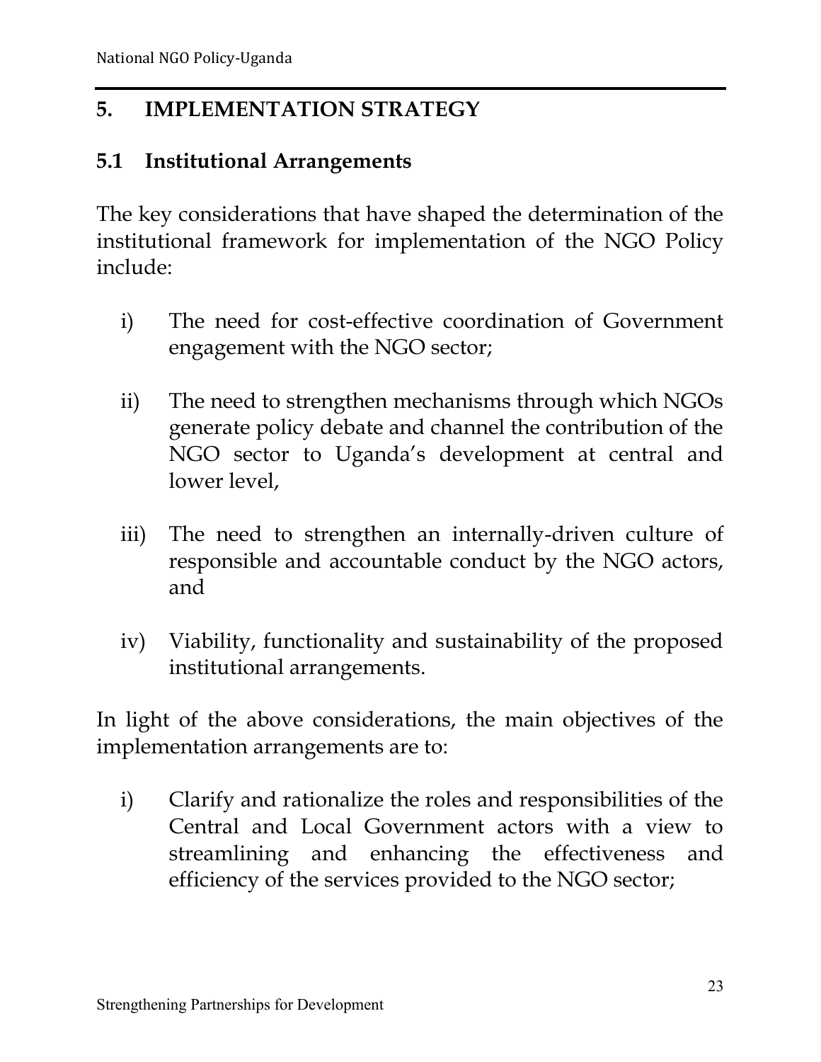## 5. IMPLEMENTATION STRATEGY

### 5.1 Institutional Arrangements

The key considerations that have shaped the determination of the institutional framework for implementation of the NGO Policy include:

i) The need for cost-effective coordination of Government engagement with the NGO sector;

ii) The need to strengthen mechanisms through which NGOs generate policy debate and channel the contribution of the NGO sector to Uganda's development at central and lower level,

iii) The need to strengthen an internally-driven culture of responsible and accountable conduct by the NGO actors, and

iv) Viability, functionality and sustainability of the proposed institutional arrangements.

In light of the above considerations, the main objectives of the implementation arrangements are to:

i) Clarify and rationalize the roles and responsibilities of the Central and Local Government actors with a view to streamlining and enhancing the effectiveness and efficiency of the services provided to the NGO sector;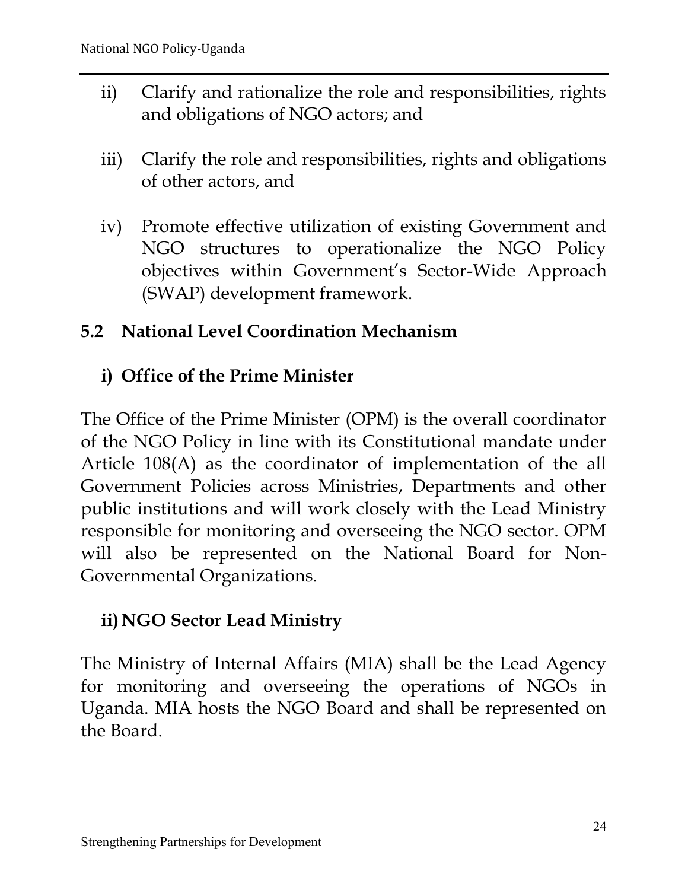ii) Clarify and rationalize the role and responsibilities, rights and obligations of NGO actors; and

iii) Clarify the role and responsibilities, rights and obligations of other actors, and

iv) Promote effective utilization of existing Government and NGO structures to operationalize the NGO Policy objectives within Government's Sector-Wide Approach (SWAP) development framework.

## 5.2 National Level Coordination Mechanism

### i) Office of the Prime Minister

The Office of the Prime Minister (OPM) is the overall coordinator of the NGO Policy in line with its Constitutional mandate under Article 108(A) as the coordinator of implementation of the all Government Policies across Ministries, Departments and other public institutions and will work closely with the Lead Ministry responsible for monitoring and overseeing the NGO sector. OPM will also be represented on the National Board for Non-Governmental Organizations.

### ii) NGO Sector Lead Ministry

The Ministry of Internal Affairs (MIA) shall be the Lead Agency for monitoring and overseeing the operations of NGOs in Uganda. MIA hosts the NGO Board and shall be represented on the Board.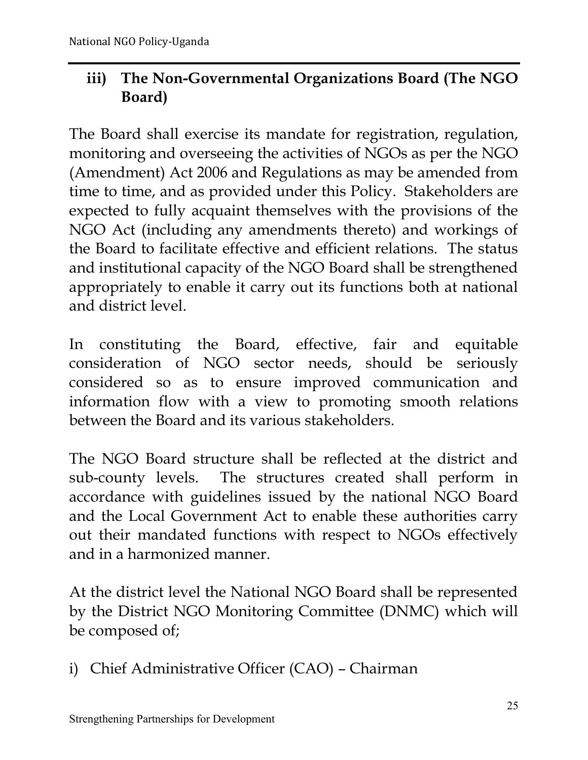### iii) The Non-Governmental Organizations Board (The NGO Board)

The Board shall exercise its mandate for registration, regulation, monitoring and overseeing the activities of NGOs as per the NGO (Amendment) Act 2006 and Regulations as may be amended from time to time, and as provided under this Policy. Stakeholders are expected to fully acquaint themselves with the provisions of the NGO Act (including any amendments thereto) and workings of the Board to facilitate effective and efficient relations. The status and institutional capacity of the NGO Board shall be strengthened appropriately to enable it carry out its functions both at national and district level.

In constituting the Board, effective, fair and equitable consideration of NGO sector needs, should be seriously considered so as to ensure improved communication and information flow with a view to promoting smooth relations between the Board and its various stakeholders.

The NGO Board structure shall be reflected at the district and sub-county levels. The structures created shall perform in accordance with guidelines issued by the national NGO Board and the Local Government Act to enable these authorities carry out their mandated functions with respect to NGOs effectively and in a harmonized manner.

At the district level the National NGO Board shall be represented by the District NGO Monitoring Committee (DNMC) which will be composed of;

i) Chief Administrative Officer (CAO) – Chairman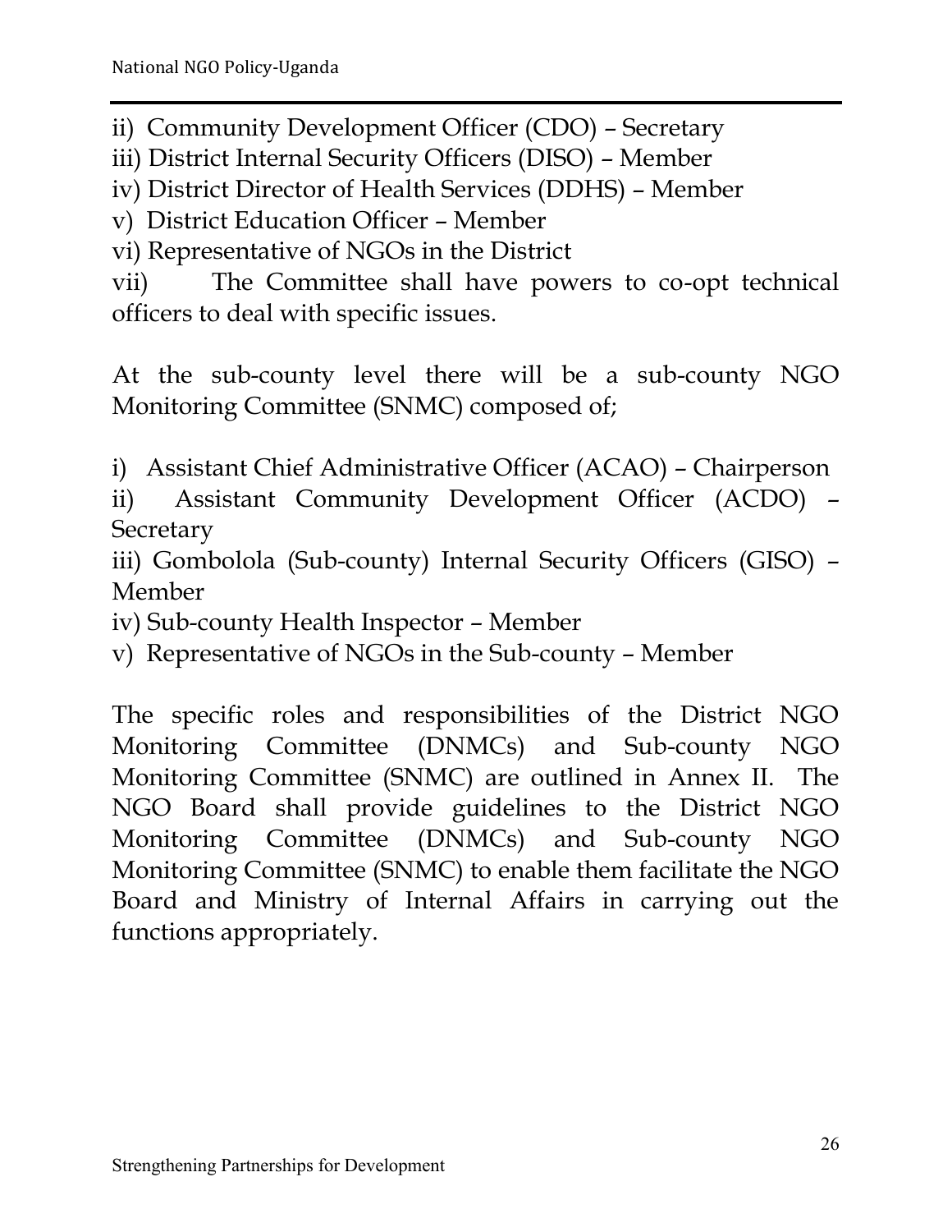ii) Community Development Officer (CDO) – Secretary
iii) District Internal Security Officers (DISO) – Member
iv) District Director of Health Services (DDHS) – Member
v) District Education Officer – Member
vi) Representative of NGOs in the District
vii) The Committee shall have powers to co-opt technical officers to deal with specific issues.

At the sub-county level there will be a sub-county NGO Monitoring Committee (SNMC) composed of;

i) Assistant Chief Administrative Officer (ACAO) – Chairperson
ii) Assistant Community Development Officer (ACDO) – Secretary
iii) Gombolola (Sub-county) Internal Security Officers (GISO) – Member
iv) Sub-county Health Inspector – Member
v) Representative of NGOs in the Sub-county – Member

The specific roles and responsibilities of the District NGO Monitoring Committee (DNMCs) and Sub-county NGO Monitoring Committee (SNMC) are outlined in Annex II. The NGO Board shall provide guidelines to the District NGO Monitoring Committee (DNMCs) and Sub-county NGO Monitoring Committee (SNMC) to enable them facilitate the NGO Board and Ministry of Internal Affairs in carrying out the functions appropriately.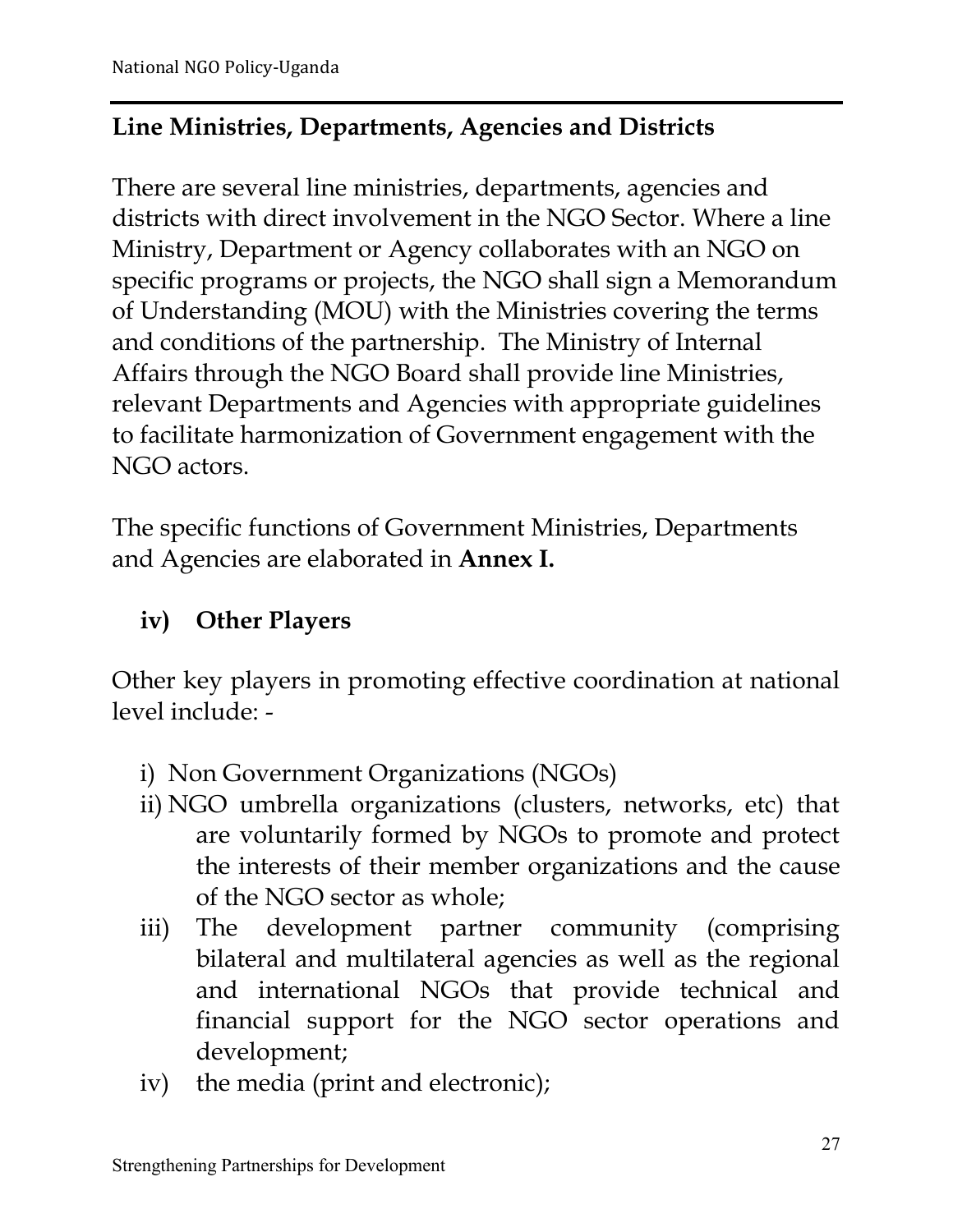**Line Ministries, Departments, Agencies and Districts**

There are several line ministries, departments, agencies and districts with direct involvement in the NGO Sector. Where a line Ministry, Department or Agency collaborates with an NGO on specific programs or projects, the NGO shall sign a Memorandum of Understanding (MOU) with the Ministries covering the terms and conditions of the partnership. The Ministry of Internal Affairs through the NGO Board shall provide line Ministries, relevant Departments and Agencies with appropriate guidelines to facilitate harmonization of Government engagement with the NGO actors.

The specific functions of Government Ministries, Departments and Agencies are elaborated in **Annex I.**

**iv) Other Players**

Other key players in promoting effective coordination at national level include: -

i) Non Government Organizations (NGOs)
ii) NGO umbrella organizations (clusters, networks, etc) that are voluntarily formed by NGOs to promote and protect the interests of their member organizations and the cause of the NGO sector as whole;
iii) The development partner community (comprising bilateral and multilateral agencies as well as the regional and international NGOs that provide technical and financial support for the NGO sector operations and development;
iv) the media (print and electronic);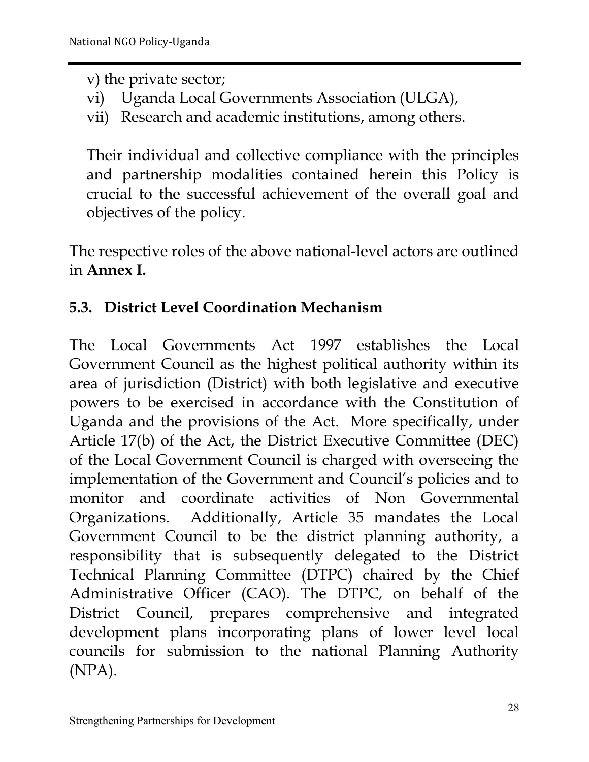v) the private sector;
vi) Uganda Local Governments Association (ULGA),
vii) Research and academic institutions, among others.

Their individual and collective compliance with the principles and partnership modalities contained herein this Policy is crucial to the successful achievement of the overall goal and objectives of the policy.

The respective roles of the above national-level actors are outlined in **Annex I.**

## 5.3. District Level Coordination Mechanism

The Local Governments Act 1997 establishes the Local Government Council as the highest political authority within its area of jurisdiction (District) with both legislative and executive powers to be exercised in accordance with the Constitution of Uganda and the provisions of the Act. More specifically, under Article 17(b) of the Act, the District Executive Committee (DEC) of the Local Government Council is charged with overseeing the implementation of the Government and Council's policies and to monitor and coordinate activities of Non Governmental Organizations. Additionally, Article 35 mandates the Local Government Council to be the district planning authority, a responsibility that is subsequently delegated to the District Technical Planning Committee (DTPC) chaired by the Chief Administrative Officer (CAO). The DTPC, on behalf of the District Council, prepares comprehensive and integrated development plans incorporating plans of lower level local councils for submission to the national Planning Authority (NPA).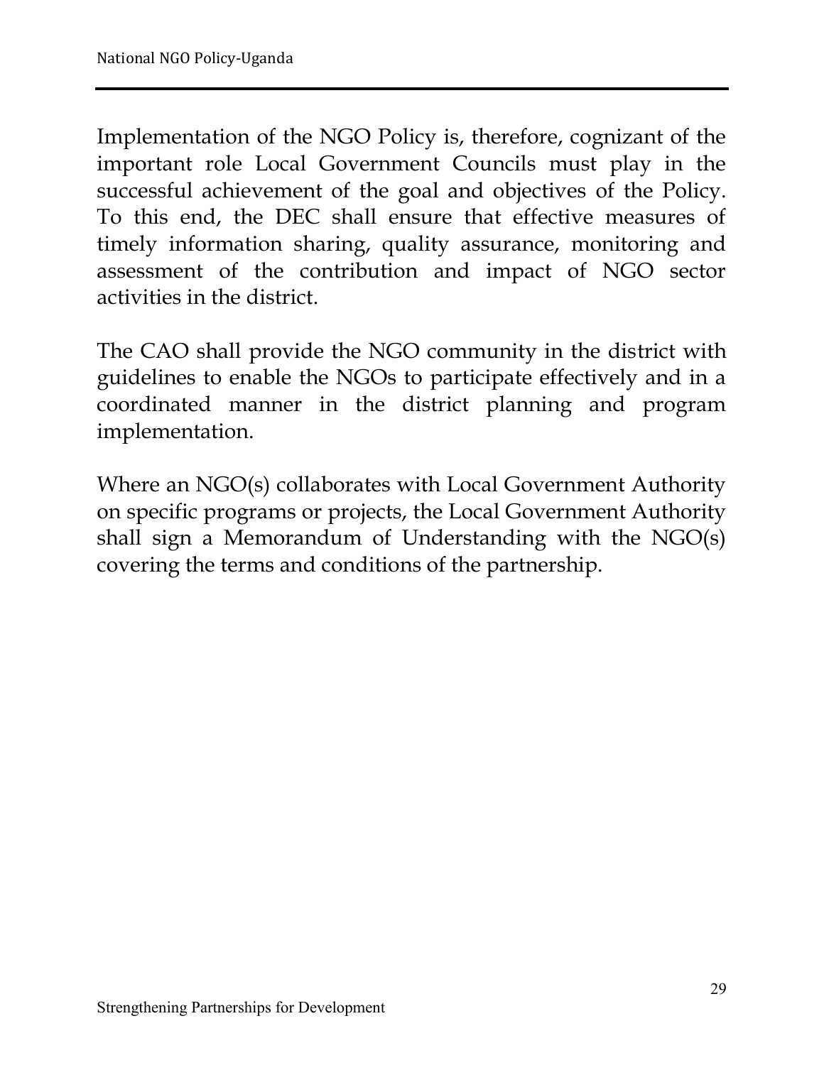Implementation of the NGO Policy is, therefore, cognizant of the important role Local Government Councils must play in the successful achievement of the goal and objectives of the Policy. To this end, the DEC shall ensure that effective measures of timely information sharing, quality assurance, monitoring and assessment of the contribution and impact of NGO sector activities in the district.

The CAO shall provide the NGO community in the district with guidelines to enable the NGOs to participate effectively and in a coordinated manner in the district planning and program implementation.

Where an NGO(s) collaborates with Local Government Authority on specific programs or projects, the Local Government Authority shall sign a Memorandum of Understanding with the NGO(s) covering the terms and conditions of the partnership.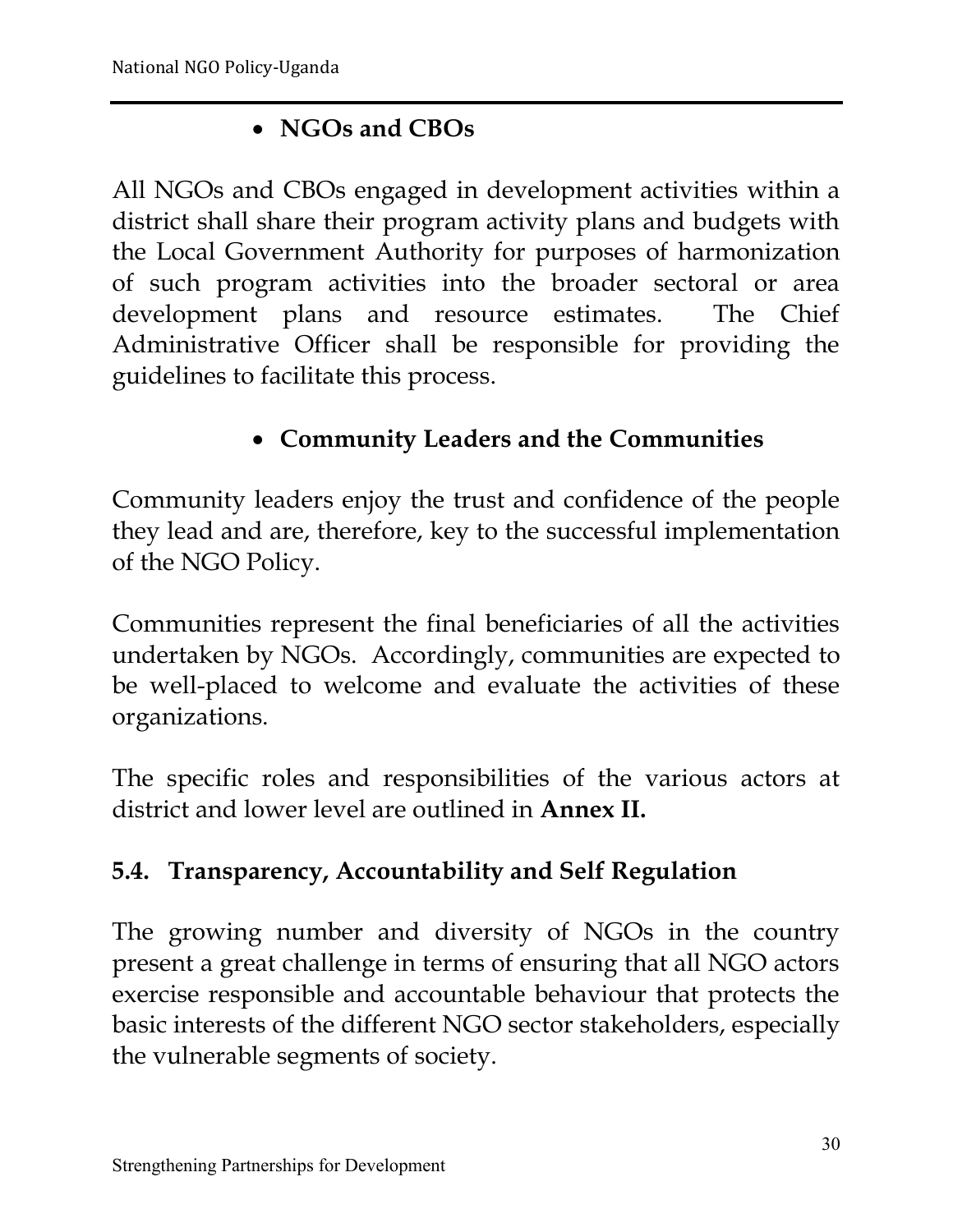- **NGOs and CBOs**

All NGOs and CBOs engaged in development activities within a district shall share their program activity plans and budgets with the Local Government Authority for purposes of harmonization of such program activities into the broader sectoral or area development plans and resource estimates. The Chief Administrative Officer shall be responsible for providing the guidelines to facilitate this process.

- **Community Leaders and the Communities**

Community leaders enjoy the trust and confidence of the people they lead and are, therefore, key to the successful implementation of the NGO Policy.

Communities represent the final beneficiaries of all the activities undertaken by NGOs. Accordingly, communities are expected to be well-placed to welcome and evaluate the activities of these organizations.

The specific roles and responsibilities of the various actors at district and lower level are outlined in **Annex II.**

## 5.4. Transparency, Accountability and Self Regulation

The growing number and diversity of NGOs in the country present a great challenge in terms of ensuring that all NGO actors exercise responsible and accountable behaviour that protects the basic interests of the different NGO sector stakeholders, especially the vulnerable segments of society.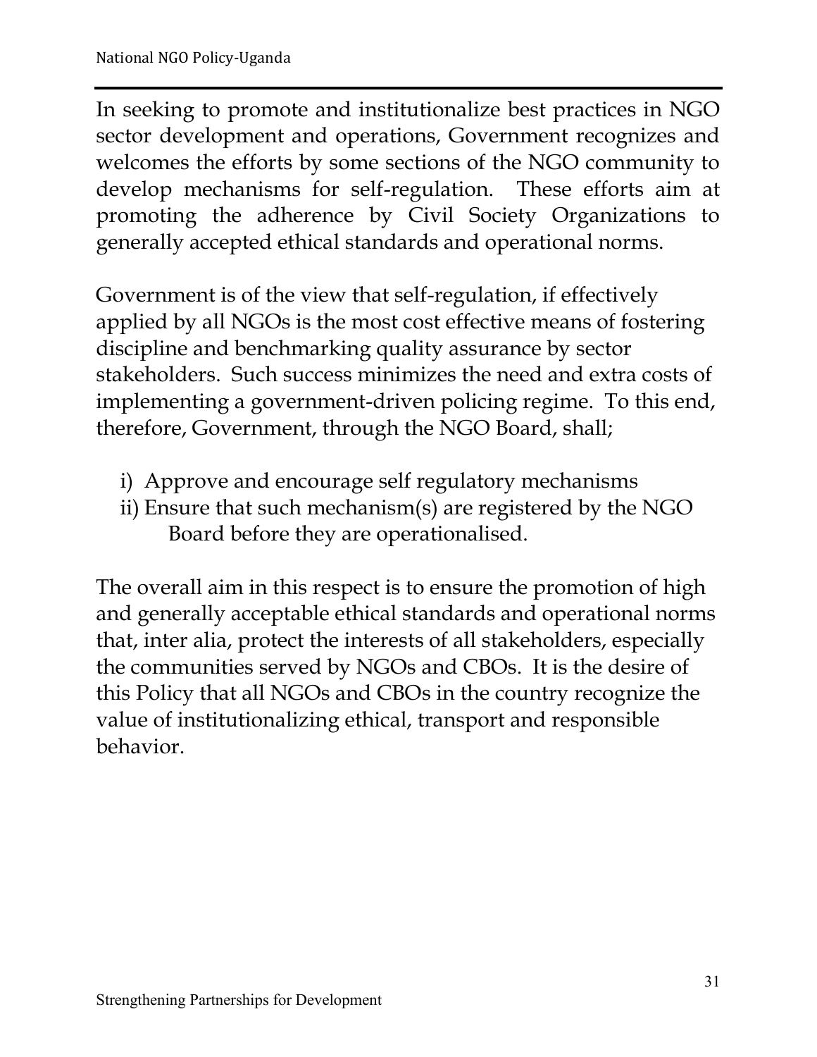In seeking to promote and institutionalize best practices in NGO sector development and operations, Government recognizes and welcomes the efforts by some sections of the NGO community to develop mechanisms for self-regulation. These efforts aim at promoting the adherence by Civil Society Organizations to generally accepted ethical standards and operational norms.

Government is of the view that self-regulation, if effectively applied by all NGOs is the most cost effective means of fostering discipline and benchmarking quality assurance by sector stakeholders. Such success minimizes the need and extra costs of implementing a government-driven policing regime. To this end, therefore, Government, through the NGO Board, shall;

i) Approve and encourage self regulatory mechanisms
ii) Ensure that such mechanism(s) are registered by the NGO Board before they are operationalised.

The overall aim in this respect is to ensure the promotion of high and generally acceptable ethical standards and operational norms that, inter alia, protect the interests of all stakeholders, especially the communities served by NGOs and CBOs. It is the desire of this Policy that all NGOs and CBOs in the country recognize the value of institutionalizing ethical, transport and responsible behavior.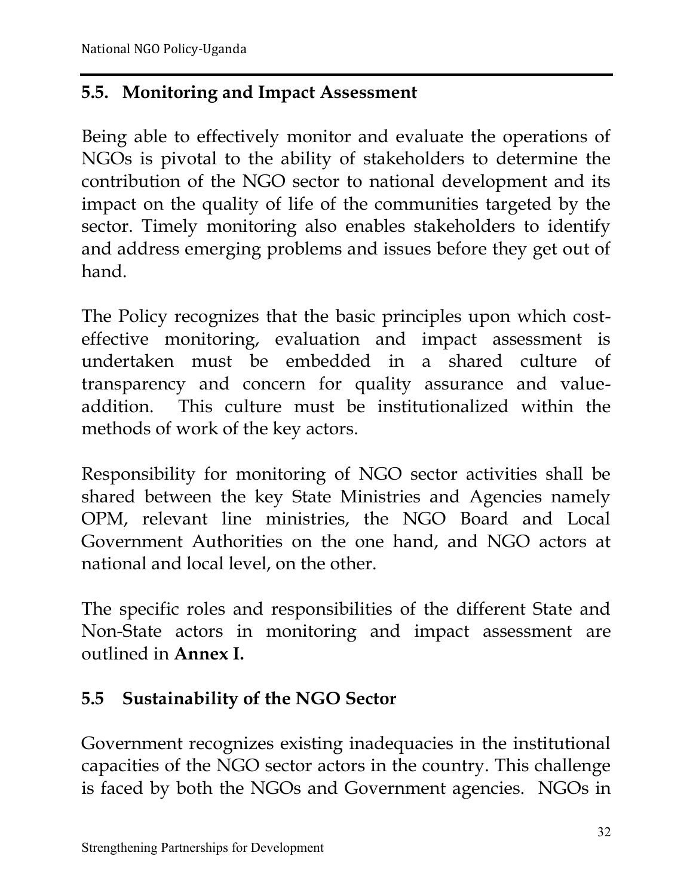## 5.5. Monitoring and Impact Assessment

Being able to effectively monitor and evaluate the operations of NGOs is pivotal to the ability of stakeholders to determine the contribution of the NGO sector to national development and its impact on the quality of life of the communities targeted by the sector. Timely monitoring also enables stakeholders to identify and address emerging problems and issues before they get out of hand.

The Policy recognizes that the basic principles upon which cost-effective monitoring, evaluation and impact assessment is undertaken must be embedded in a shared culture of transparency and concern for quality assurance and value-addition. This culture must be institutionalized within the methods of work of the key actors.

Responsibility for monitoring of NGO sector activities shall be shared between the key State Ministries and Agencies namely OPM, relevant line ministries, the NGO Board and Local Government Authorities on the one hand, and NGO actors at national and local level, on the other.

The specific roles and responsibilities of the different State and Non-State actors in monitoring and impact assessment are outlined in **Annex I.**

## 5.5 Sustainability of the NGO Sector

Government recognizes existing inadequacies in the institutional capacities of the NGO sector actors in the country. This challenge is faced by both the NGOs and Government agencies. NGOs in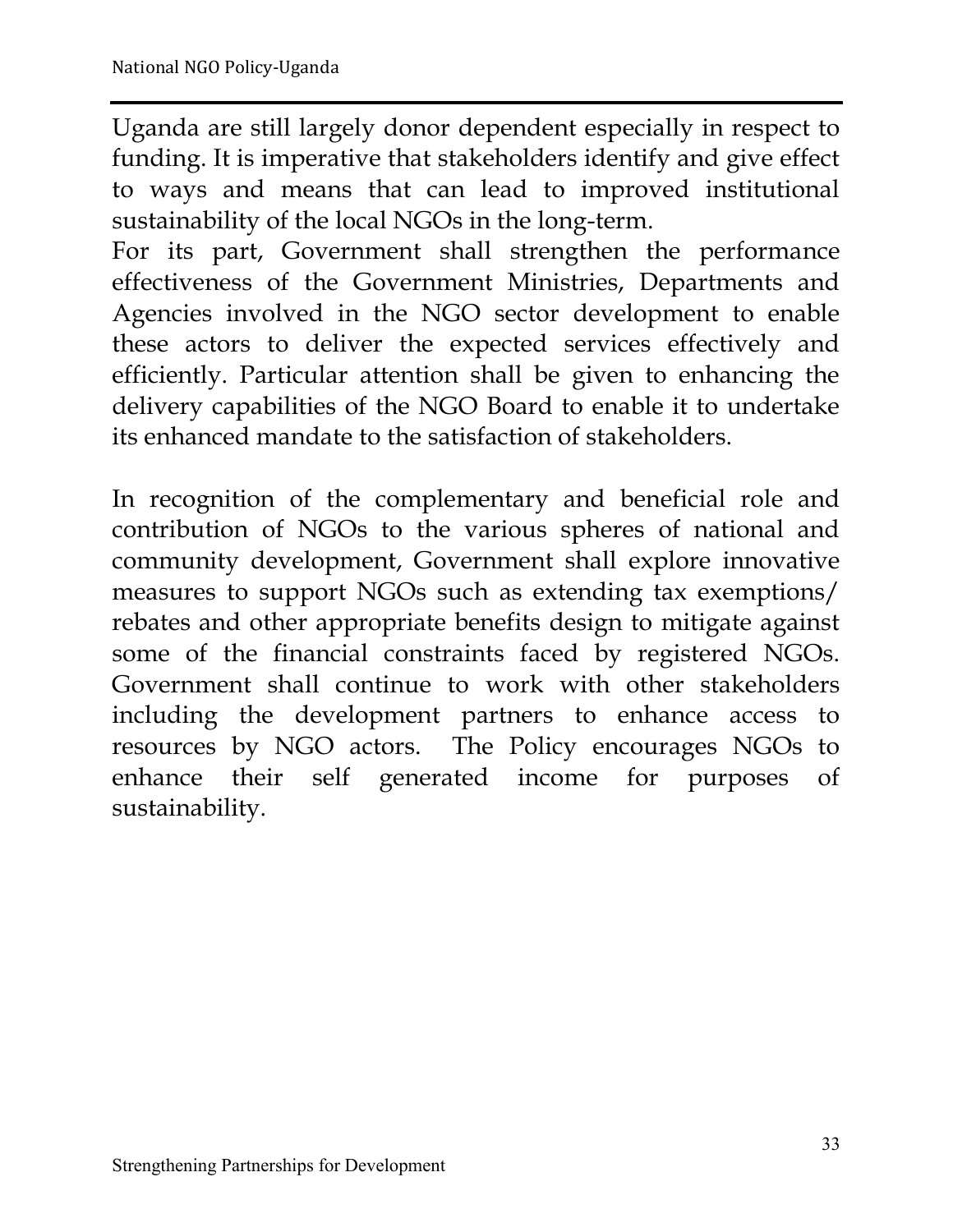Uganda are still largely donor dependent especially in respect to funding. It is imperative that stakeholders identify and give effect to ways and means that can lead to improved institutional sustainability of the local NGOs in the long-term.

For its part, Government shall strengthen the performance effectiveness of the Government Ministries, Departments and Agencies involved in the NGO sector development to enable these actors to deliver the expected services effectively and efficiently. Particular attention shall be given to enhancing the delivery capabilities of the NGO Board to enable it to undertake its enhanced mandate to the satisfaction of stakeholders.

In recognition of the complementary and beneficial role and contribution of NGOs to the various spheres of national and community development, Government shall explore innovative measures to support NGOs such as extending tax exemptions/ rebates and other appropriate benefits design to mitigate against some of the financial constraints faced by registered NGOs. Government shall continue to work with other stakeholders including the development partners to enhance access to resources by NGO actors. The Policy encourages NGOs to enhance their self generated income for purposes of sustainability.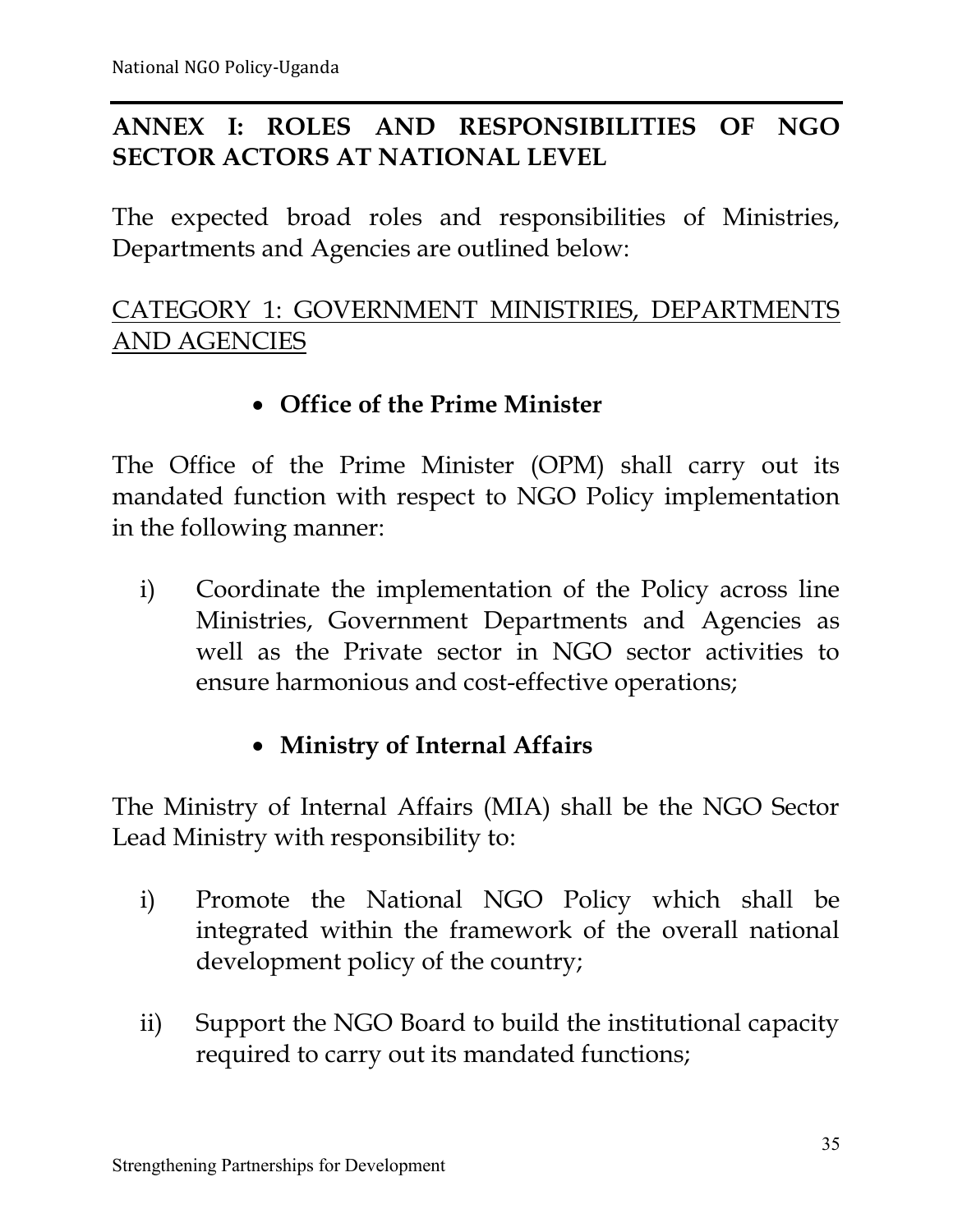## ANNEX I: ROLES AND RESPONSIBILITIES OF NGO SECTOR ACTORS AT NATIONAL LEVEL

The expected broad roles and responsibilities of Ministries, Departments and Agencies are outlined below:

CATEGORY 1: GOVERNMENT MINISTRIES, DEPARTMENTS AND AGENCIES

- **Office of the Prime Minister**

The Office of the Prime Minister (OPM) shall carry out its mandated function with respect to NGO Policy implementation in the following manner:

i) Coordinate the implementation of the Policy across line Ministries, Government Departments and Agencies as well as the Private sector in NGO sector activities to ensure harmonious and cost-effective operations;

- **Ministry of Internal Affairs**

The Ministry of Internal Affairs (MIA) shall be the NGO Sector Lead Ministry with responsibility to:

i) Promote the National NGO Policy which shall be integrated within the framework of the overall national development policy of the country;

ii) Support the NGO Board to build the institutional capacity required to carry out its mandated functions;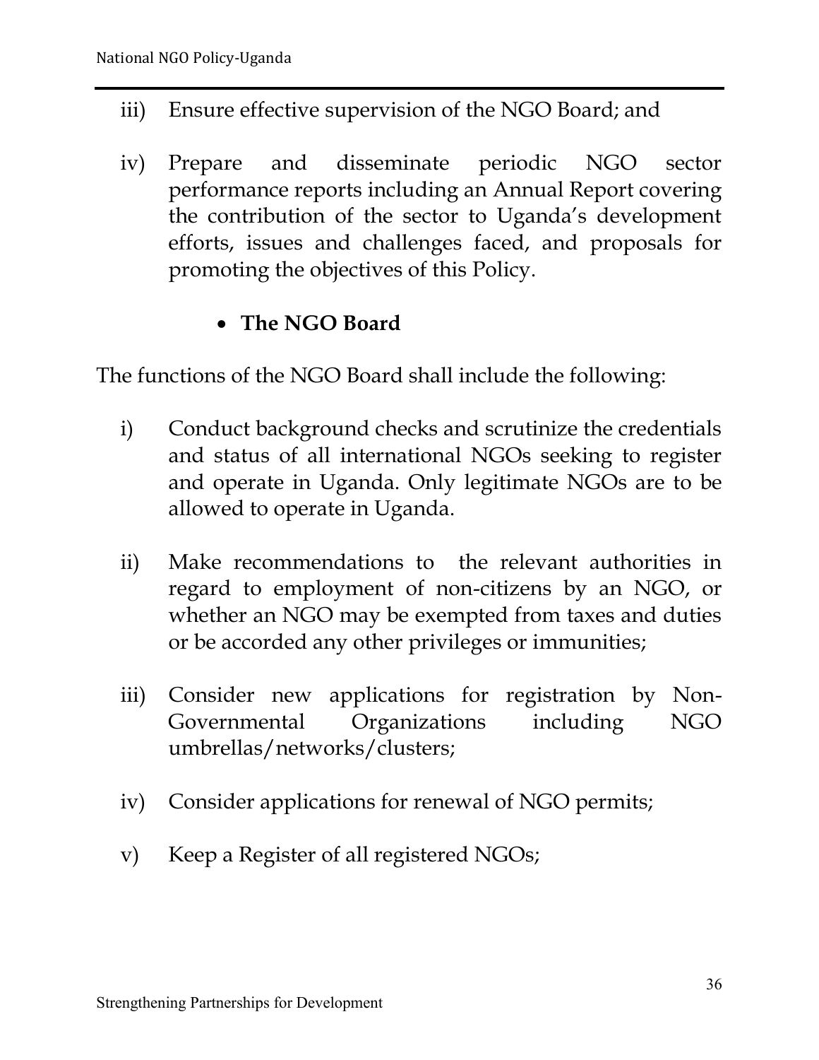iii) Ensure effective supervision of the NGO Board; and

iv) Prepare and disseminate periodic NGO sector performance reports including an Annual Report covering the contribution of the sector to Uganda's development efforts, issues and challenges faced, and proposals for promoting the objectives of this Policy.

- **The NGO Board**

The functions of the NGO Board shall include the following:

i) Conduct background checks and scrutinize the credentials and status of all international NGOs seeking to register and operate in Uganda. Only legitimate NGOs are to be allowed to operate in Uganda.

ii) Make recommendations to the relevant authorities in regard to employment of non-citizens by an NGO, or whether an NGO may be exempted from taxes and duties or be accorded any other privileges or immunities;

iii) Consider new applications for registration by Non-Governmental Organizations including NGO umbrellas/networks/clusters;

iv) Consider applications for renewal of NGO permits;

v) Keep a Register of all registered NGOs;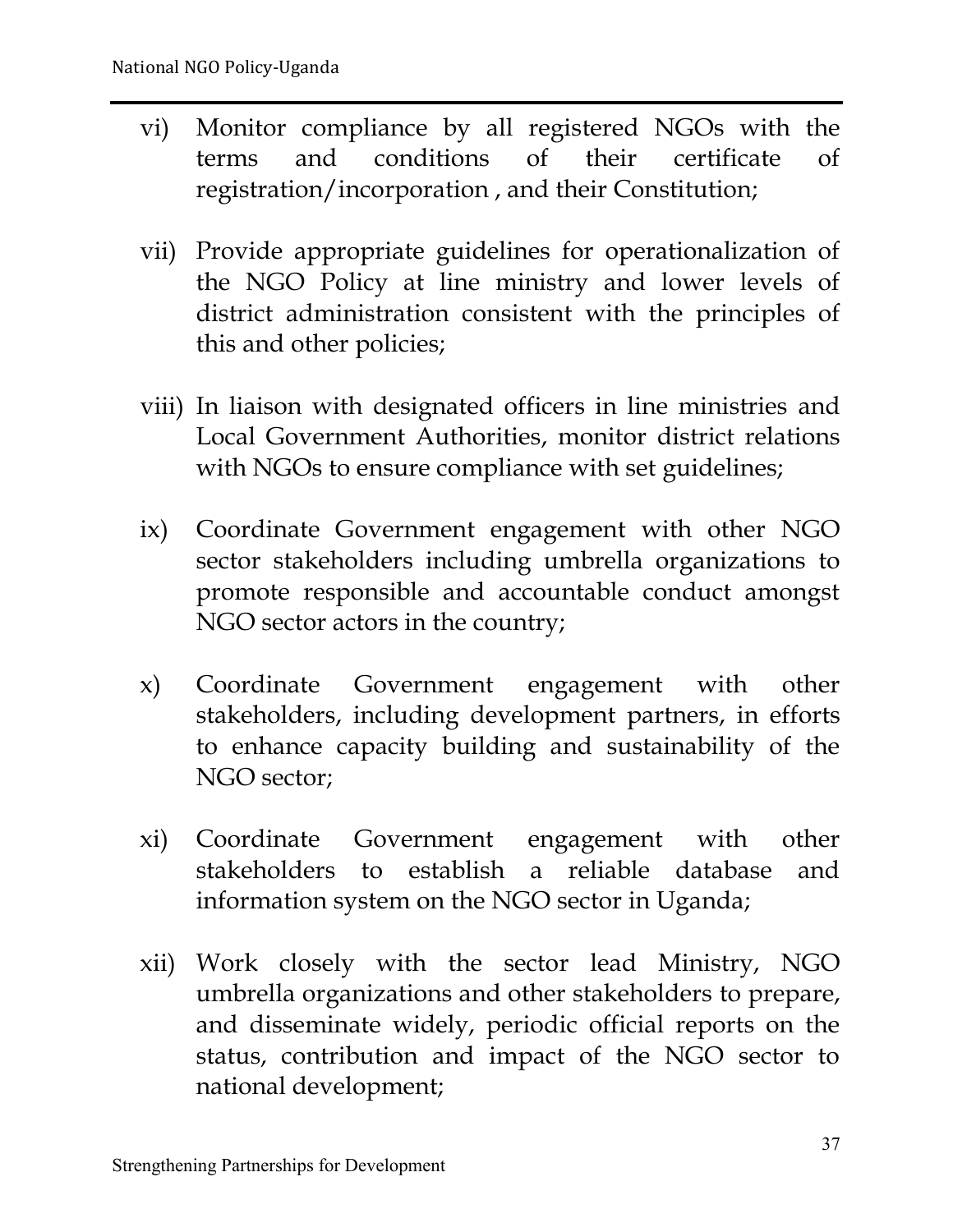vi) Monitor compliance by all registered NGOs with the terms and conditions of their certificate of registration/incorporation , and their Constitution;

vii) Provide appropriate guidelines for operationalization of the NGO Policy at line ministry and lower levels of district administration consistent with the principles of this and other policies;

viii) In liaison with designated officers in line ministries and Local Government Authorities, monitor district relations with NGOs to ensure compliance with set guidelines;

ix) Coordinate Government engagement with other NGO sector stakeholders including umbrella organizations to promote responsible and accountable conduct amongst NGO sector actors in the country;

x) Coordinate Government engagement with other stakeholders, including development partners, in efforts to enhance capacity building and sustainability of the NGO sector;

xi) Coordinate Government engagement with other stakeholders to establish a reliable database and information system on the NGO sector in Uganda;

xii) Work closely with the sector lead Ministry, NGO umbrella organizations and other stakeholders to prepare, and disseminate widely, periodic official reports on the status, contribution and impact of the NGO sector to national development;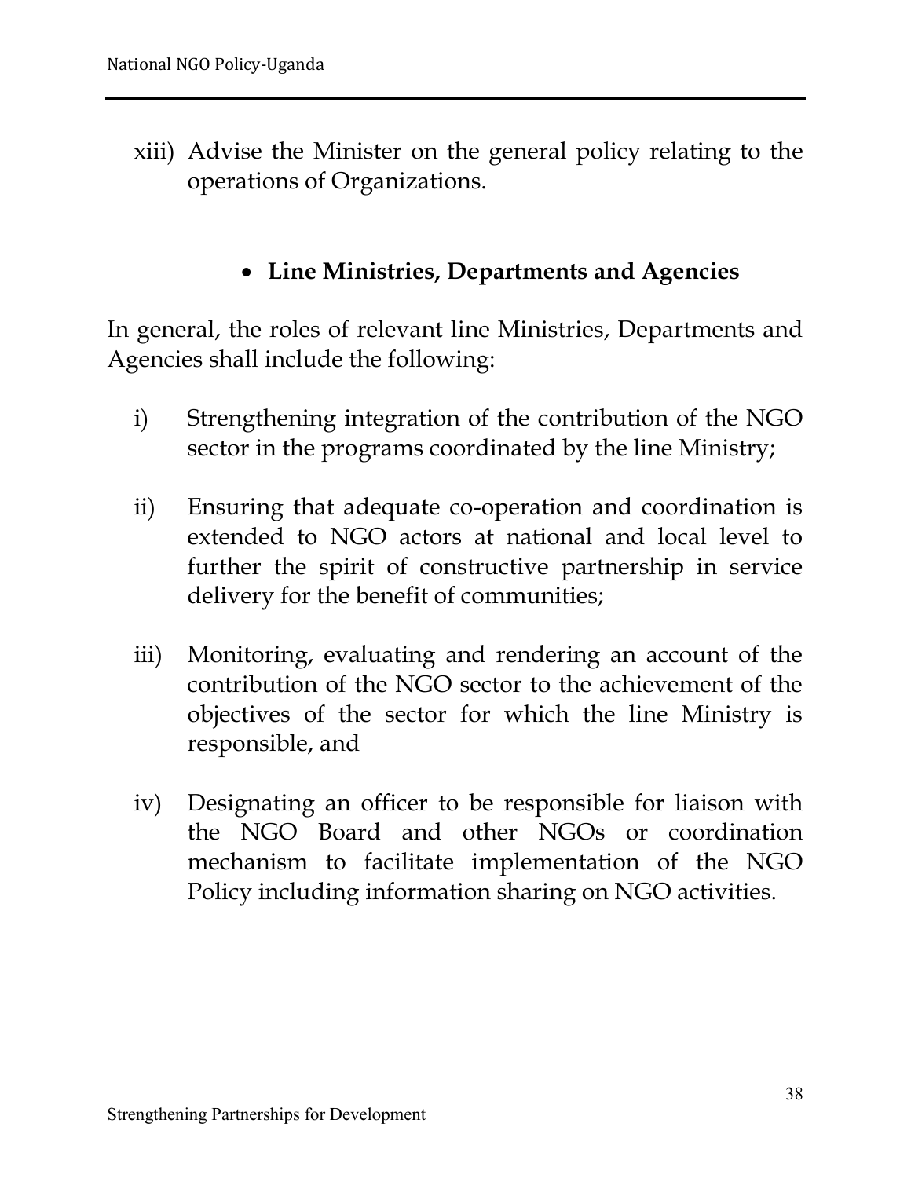xiii) Advise the Minister on the general policy relating to the operations of Organizations.

- **Line Ministries, Departments and Agencies**

In general, the roles of relevant line Ministries, Departments and Agencies shall include the following:

i) Strengthening integration of the contribution of the NGO sector in the programs coordinated by the line Ministry;

ii) Ensuring that adequate co-operation and coordination is extended to NGO actors at national and local level to further the spirit of constructive partnership in service delivery for the benefit of communities;

iii) Monitoring, evaluating and rendering an account of the contribution of the NGO sector to the achievement of the objectives of the sector for which the line Ministry is responsible, and

iv) Designating an officer to be responsible for liaison with the NGO Board and other NGOs or coordination mechanism to facilitate implementation of the NGO Policy including information sharing on NGO activities.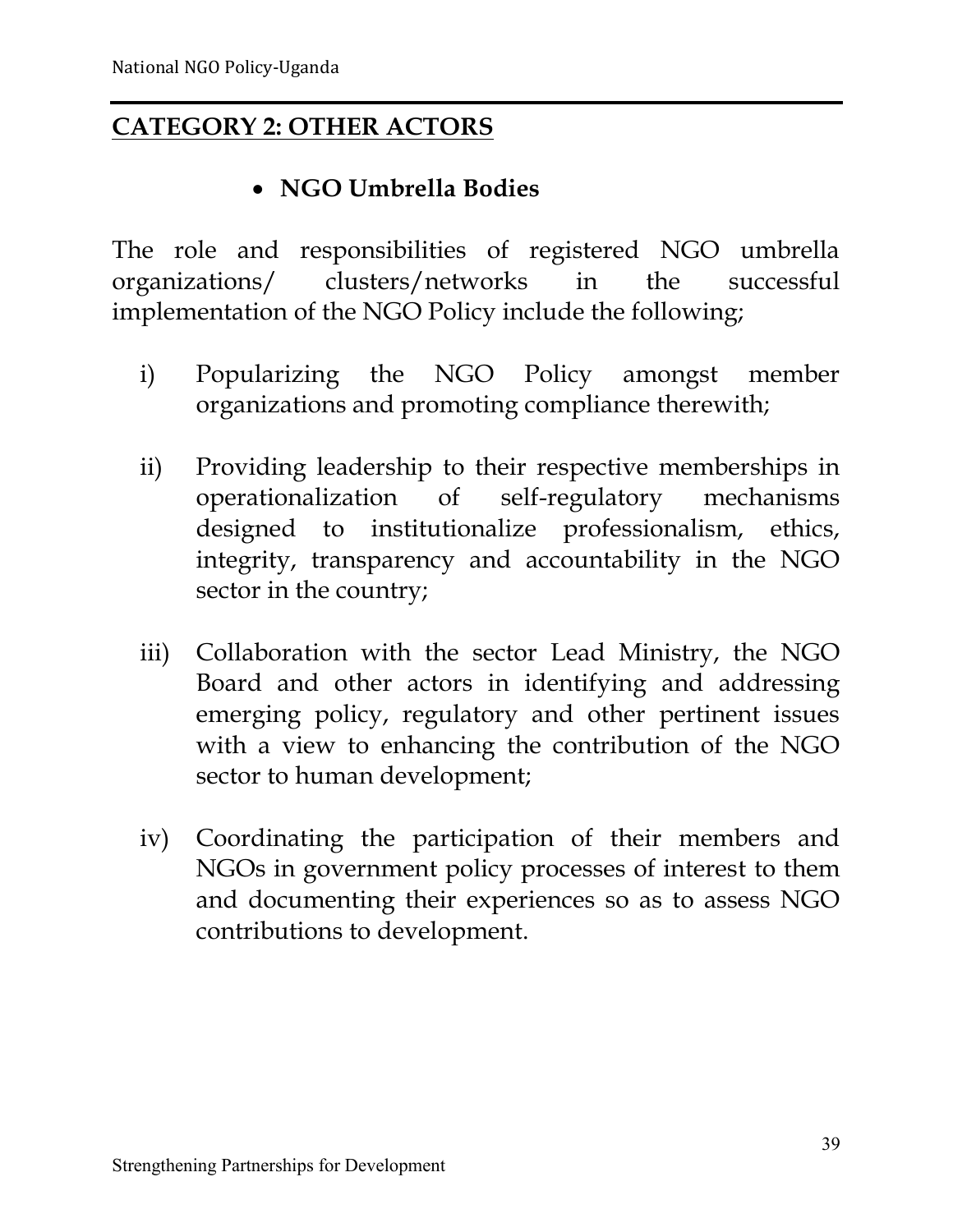## CATEGORY 2: OTHER ACTORS

- **NGO Umbrella Bodies**

The role and responsibilities of registered NGO umbrella organizations/ clusters/networks in the successful implementation of the NGO Policy include the following;

i) Popularizing the NGO Policy amongst member organizations and promoting compliance therewith;

ii) Providing leadership to their respective memberships in operationalization of self-regulatory mechanisms designed to institutionalize professionalism, ethics, integrity, transparency and accountability in the NGO sector in the country;

iii) Collaboration with the sector Lead Ministry, the NGO Board and other actors in identifying and addressing emerging policy, regulatory and other pertinent issues with a view to enhancing the contribution of the NGO sector to human development;

iv) Coordinating the participation of their members and NGOs in government policy processes of interest to them and documenting their experiences so as to assess NGO contributions to development.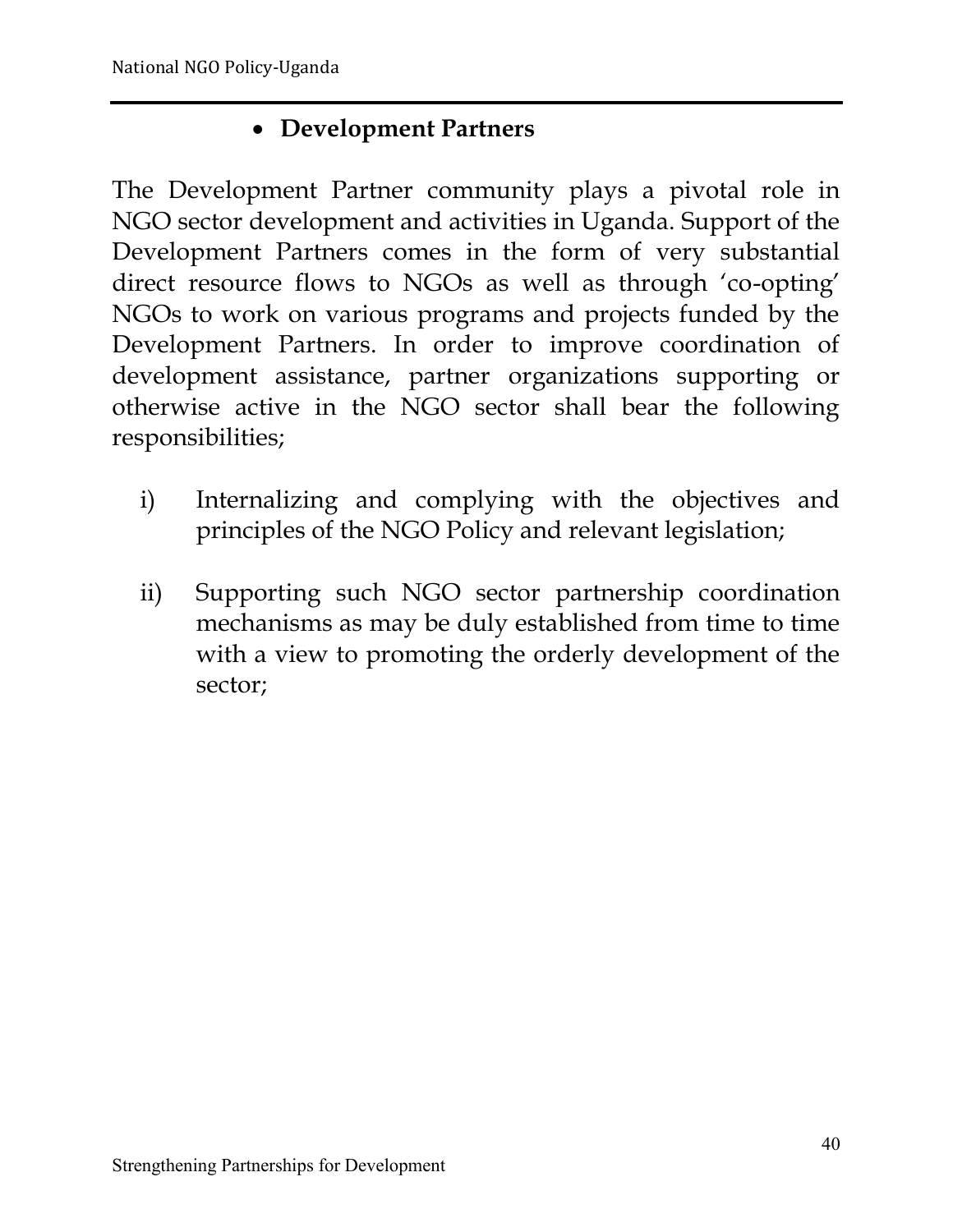- **Development Partners**

The Development Partner community plays a pivotal role in NGO sector development and activities in Uganda. Support of the Development Partners comes in the form of very substantial direct resource flows to NGOs as well as through 'co-opting' NGOs to work on various programs and projects funded by the Development Partners. In order to improve coordination of development assistance, partner organizations supporting or otherwise active in the NGO sector shall bear the following responsibilities;

i) Internalizing and complying with the objectives and principles of the NGO Policy and relevant legislation;

ii) Supporting such NGO sector partnership coordination mechanisms as may be duly established from time to time with a view to promoting the orderly development of the sector;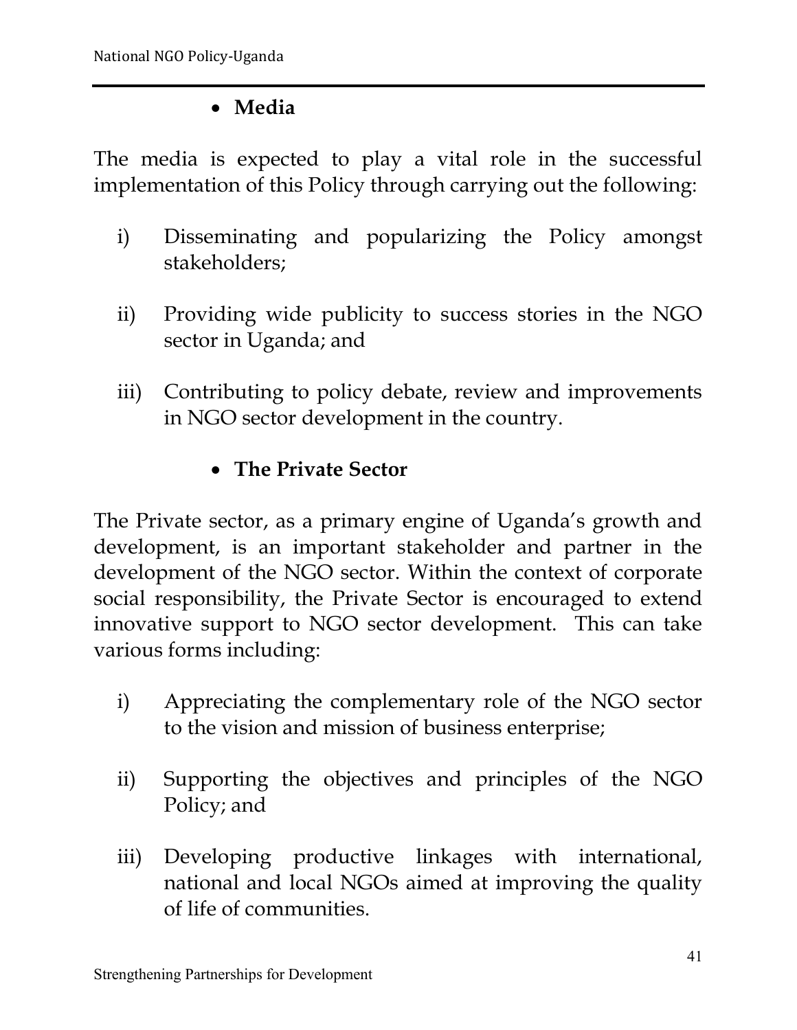- **Media**

The media is expected to play a vital role in the successful implementation of this Policy through carrying out the following:

i) Disseminating and popularizing the Policy amongst stakeholders;

ii) Providing wide publicity to success stories in the NGO sector in Uganda; and

iii) Contributing to policy debate, review and improvements in NGO sector development in the country.

- **The Private Sector**

The Private sector, as a primary engine of Uganda's growth and development, is an important stakeholder and partner in the development of the NGO sector. Within the context of corporate social responsibility, the Private Sector is encouraged to extend innovative support to NGO sector development. This can take various forms including:

i) Appreciating the complementary role of the NGO sector to the vision and mission of business enterprise;

ii) Supporting the objectives and principles of the NGO Policy; and

iii) Developing productive linkages with international, national and local NGOs aimed at improving the quality of life of communities.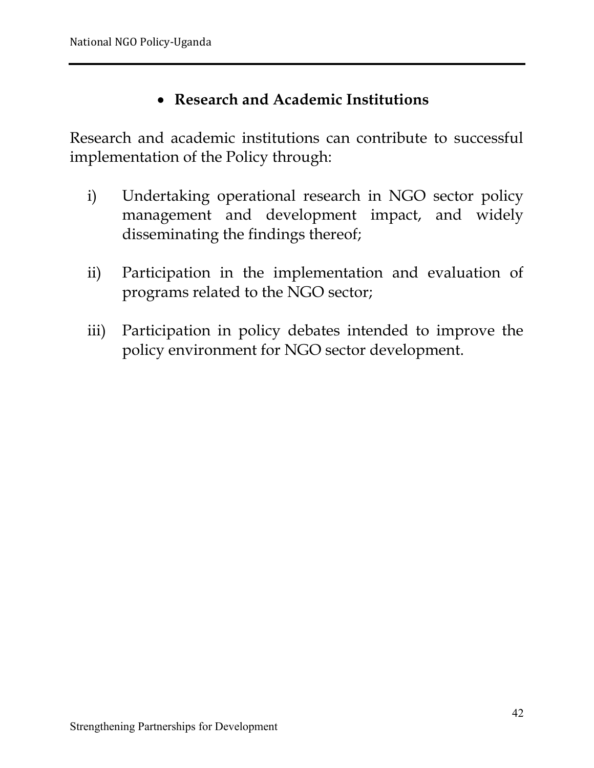- **Research and Academic Institutions**

Research and academic institutions can contribute to successful implementation of the Policy through:

i) Undertaking operational research in NGO sector policy management and development impact, and widely disseminating the findings thereof;

ii) Participation in the implementation and evaluation of programs related to the NGO sector;

iii) Participation in policy debates intended to improve the policy environment for NGO sector development.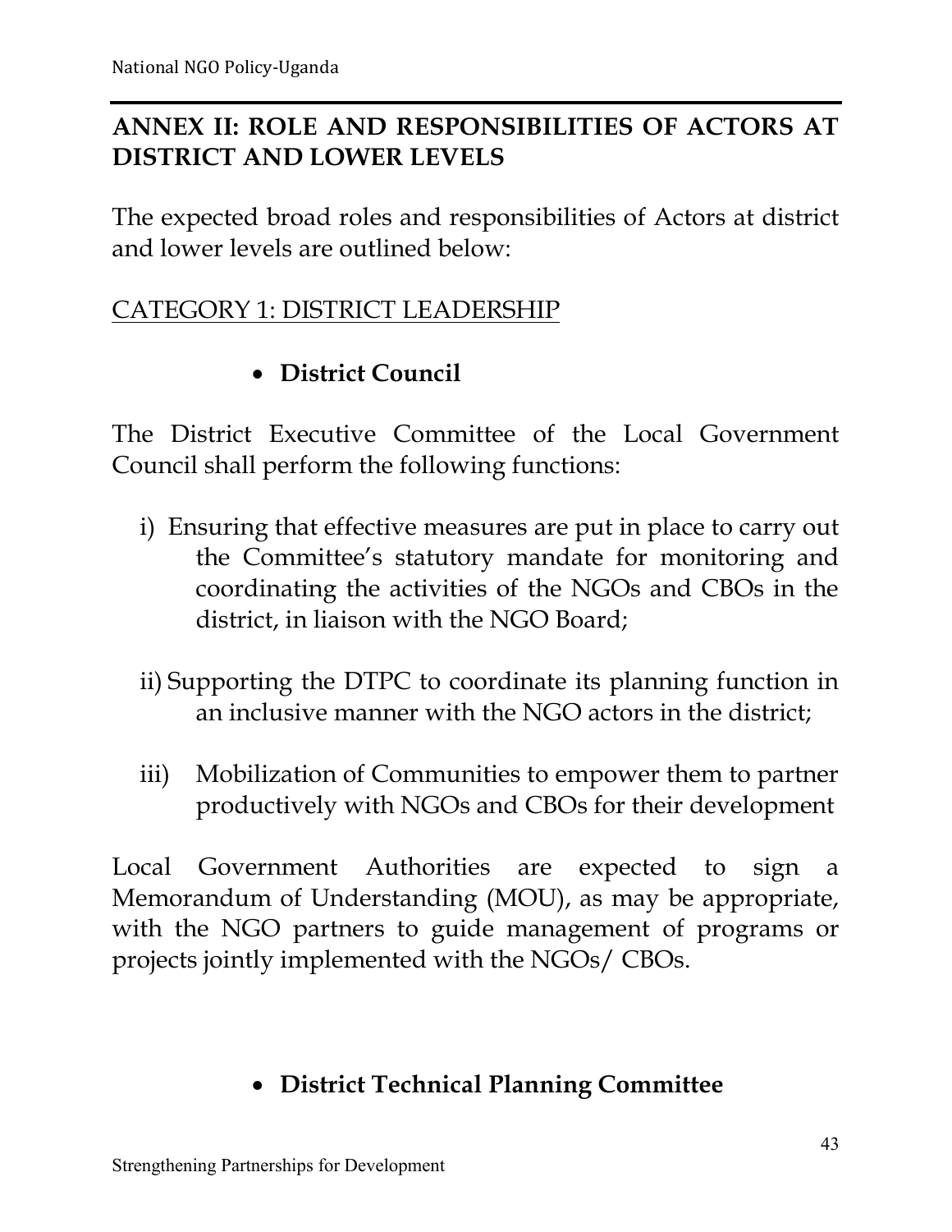## ANNEX II: ROLE AND RESPONSIBILITIES OF ACTORS AT DISTRICT AND LOWER LEVELS

The expected broad roles and responsibilities of Actors at district and lower levels are outlined below:

<u>CATEGORY 1: DISTRICT LEADERSHIP</u>

- **District Council**

The District Executive Committee of the Local Government Council shall perform the following functions:

i) Ensuring that effective measures are put in place to carry out the Committee's statutory mandate for monitoring and coordinating the activities of the NGOs and CBOs in the district, in liaison with the NGO Board;

ii) Supporting the DTPC to coordinate its planning function in an inclusive manner with the NGO actors in the district;

iii) Mobilization of Communities to empower them to partner productively with NGOs and CBOs for their development

Local Government Authorities are expected to sign a Memorandum of Understanding (MOU), as may be appropriate, with the NGO partners to guide management of programs or projects jointly implemented with the NGOs/ CBOs.

- **District Technical Planning Committee**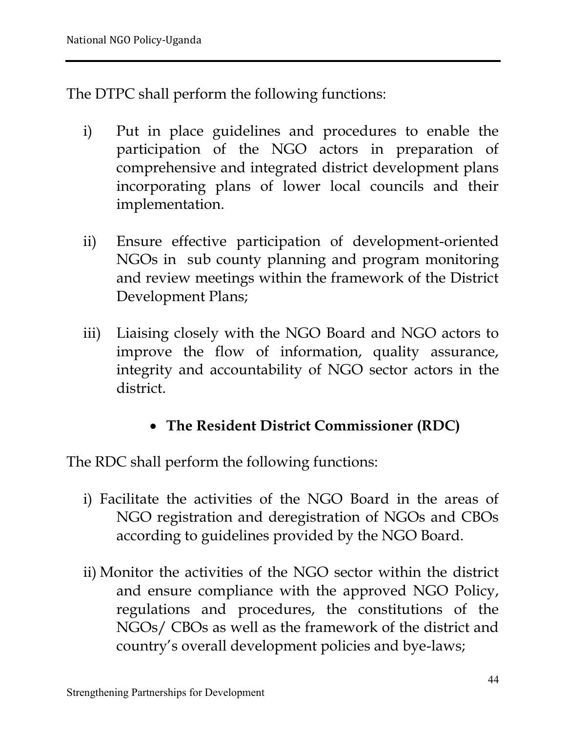The DTPC shall perform the following functions:

i) Put in place guidelines and procedures to enable the participation of the NGO actors in preparation of comprehensive and integrated district development plans incorporating plans of lower local councils and their implementation.

ii) Ensure effective participation of development-oriented NGOs in sub county planning and program monitoring and review meetings within the framework of the District Development Plans;

iii) Liaising closely with the NGO Board and NGO actors to improve the flow of information, quality assurance, integrity and accountability of NGO sector actors in the district.

- **The Resident District Commissioner (RDC)**

The RDC shall perform the following functions:

i) Facilitate the activities of the NGO Board in the areas of NGO registration and deregistration of NGOs and CBOs according to guidelines provided by the NGO Board.

ii) Monitor the activities of the NGO sector within the district and ensure compliance with the approved NGO Policy, regulations and procedures, the constitutions of the NGOs/ CBOs as well as the framework of the district and country's overall development policies and bye-laws;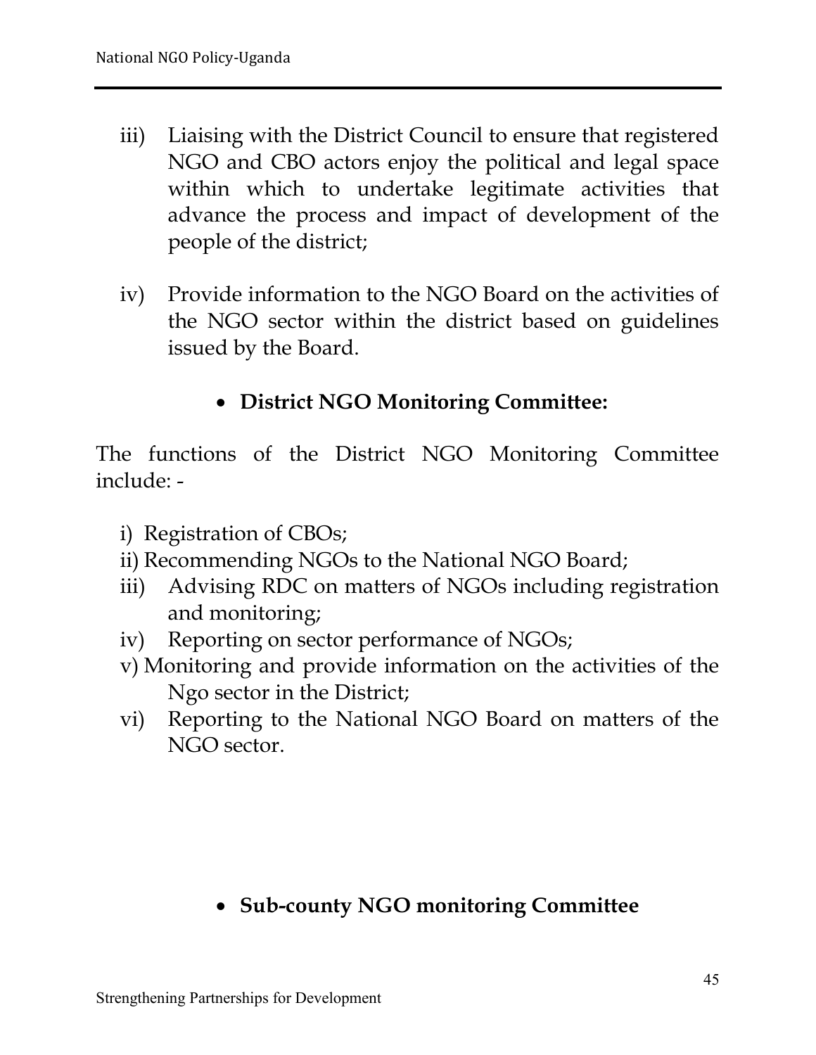iii) Liaising with the District Council to ensure that registered NGO and CBO actors enjoy the political and legal space within which to undertake legitimate activities that advance the process and impact of development of the people of the district;

iv) Provide information to the NGO Board on the activities of the NGO sector within the district based on guidelines issued by the Board.

- **District NGO Monitoring Committee:**

The functions of the District NGO Monitoring Committee include: -

i) Registration of CBOs;
ii) Recommending NGOs to the National NGO Board;
iii) Advising RDC on matters of NGOs including registration and monitoring;
iv) Reporting on sector performance of NGOs;
v) Monitoring and provide information on the activities of the Ngo sector in the District;
vi) Reporting to the National NGO Board on matters of the NGO sector.

- **Sub-county NGO monitoring Committee**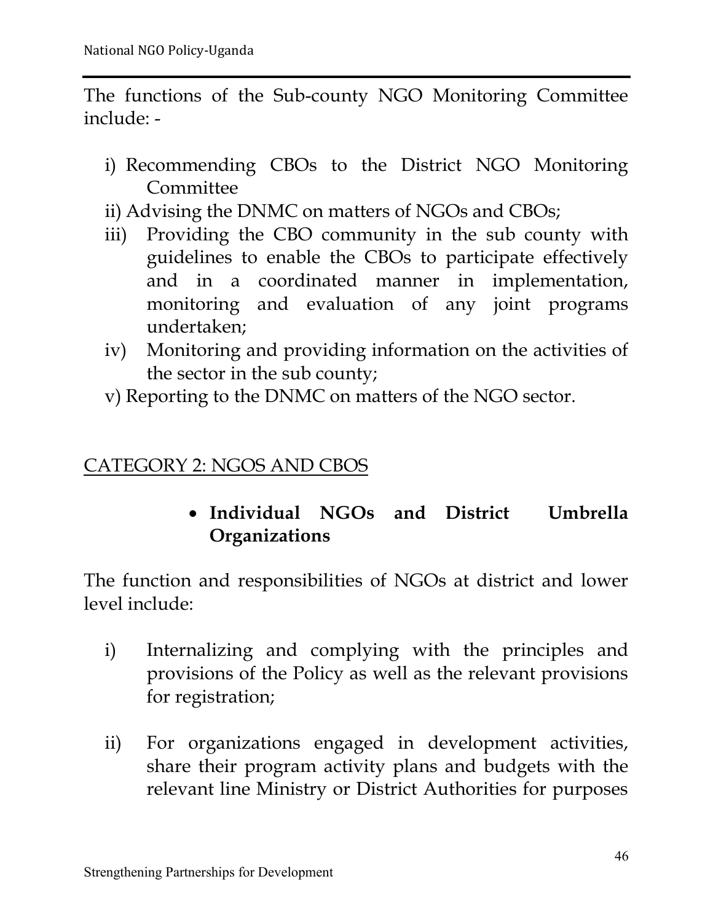The functions of the Sub-county NGO Monitoring Committee include: -

i) Recommending CBOs to the District NGO Monitoring Committee
ii) Advising the DNMC on matters of NGOs and CBOs;
iii) Providing the CBO community in the sub county with guidelines to enable the CBOs to participate effectively and in a coordinated manner in implementation, monitoring and evaluation of any joint programs undertaken;
iv) Monitoring and providing information on the activities of the sector in the sub county;
v) Reporting to the DNMC on matters of the NGO sector.

<u>CATEGORY 2: NGOS AND CBOS</u>

- **Individual NGOs and District Umbrella Organizations**

The function and responsibilities of NGOs at district and lower level include:

i) Internalizing and complying with the principles and provisions of the Policy as well as the relevant provisions for registration;

ii) For organizations engaged in development activities, share their program activity plans and budgets with the relevant line Ministry or District Authorities for purposes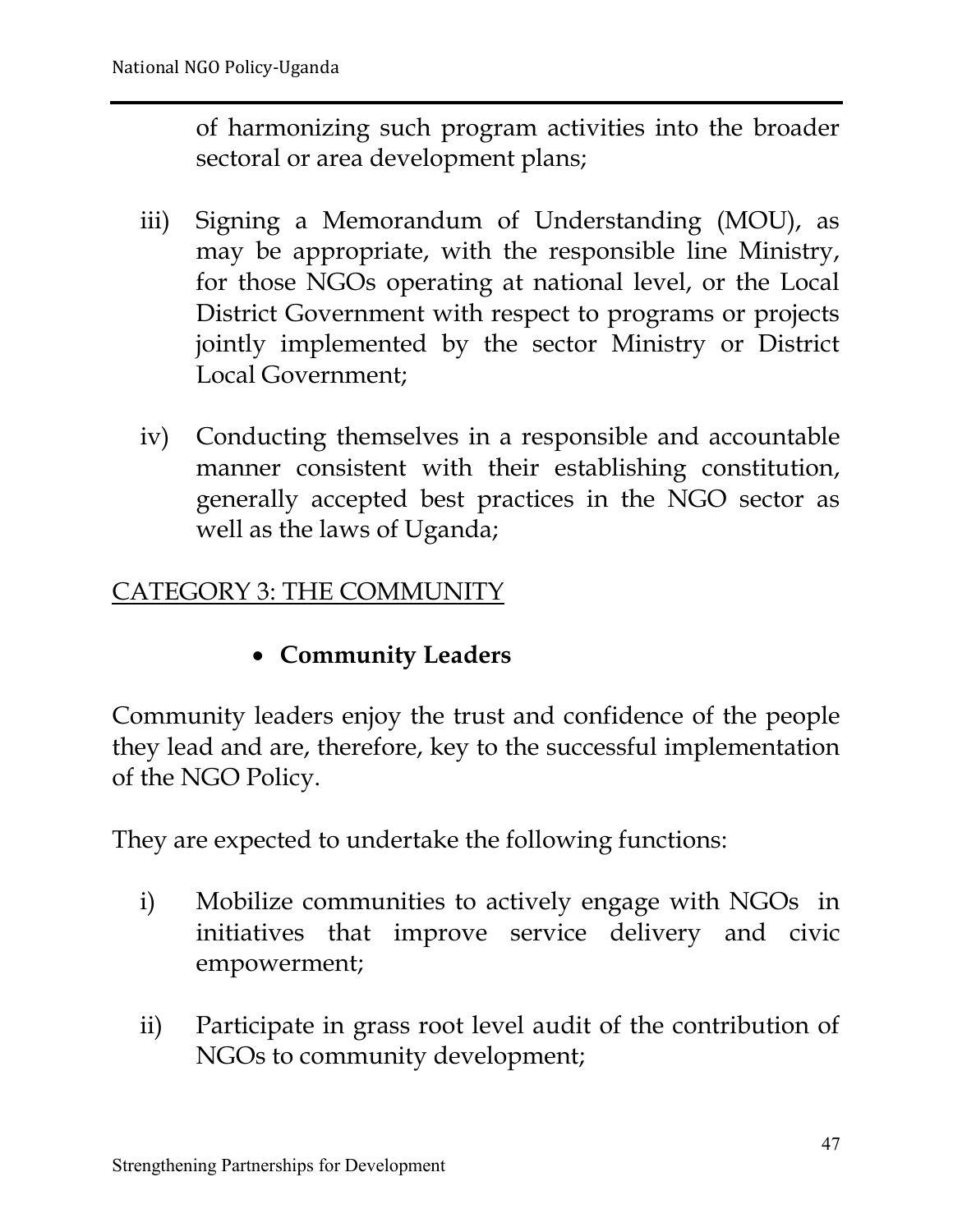of harmonizing such program activities into the broader sectoral or area development plans;

iii) Signing a Memorandum of Understanding (MOU), as may be appropriate, with the responsible line Ministry, for those NGOs operating at national level, or the Local District Government with respect to programs or projects jointly implemented by the sector Ministry or District Local Government;

iv) Conducting themselves in a responsible and accountable manner consistent with their establishing constitution, generally accepted best practices in the NGO sector as well as the laws of Uganda;

CATEGORY 3: THE COMMUNITY

- **Community Leaders**

Community leaders enjoy the trust and confidence of the people they lead and are, therefore, key to the successful implementation of the NGO Policy.

They are expected to undertake the following functions:

i) Mobilize communities to actively engage with NGOs in initiatives that improve service delivery and civic empowerment;

ii) Participate in grass root level audit of the contribution of NGOs to community development;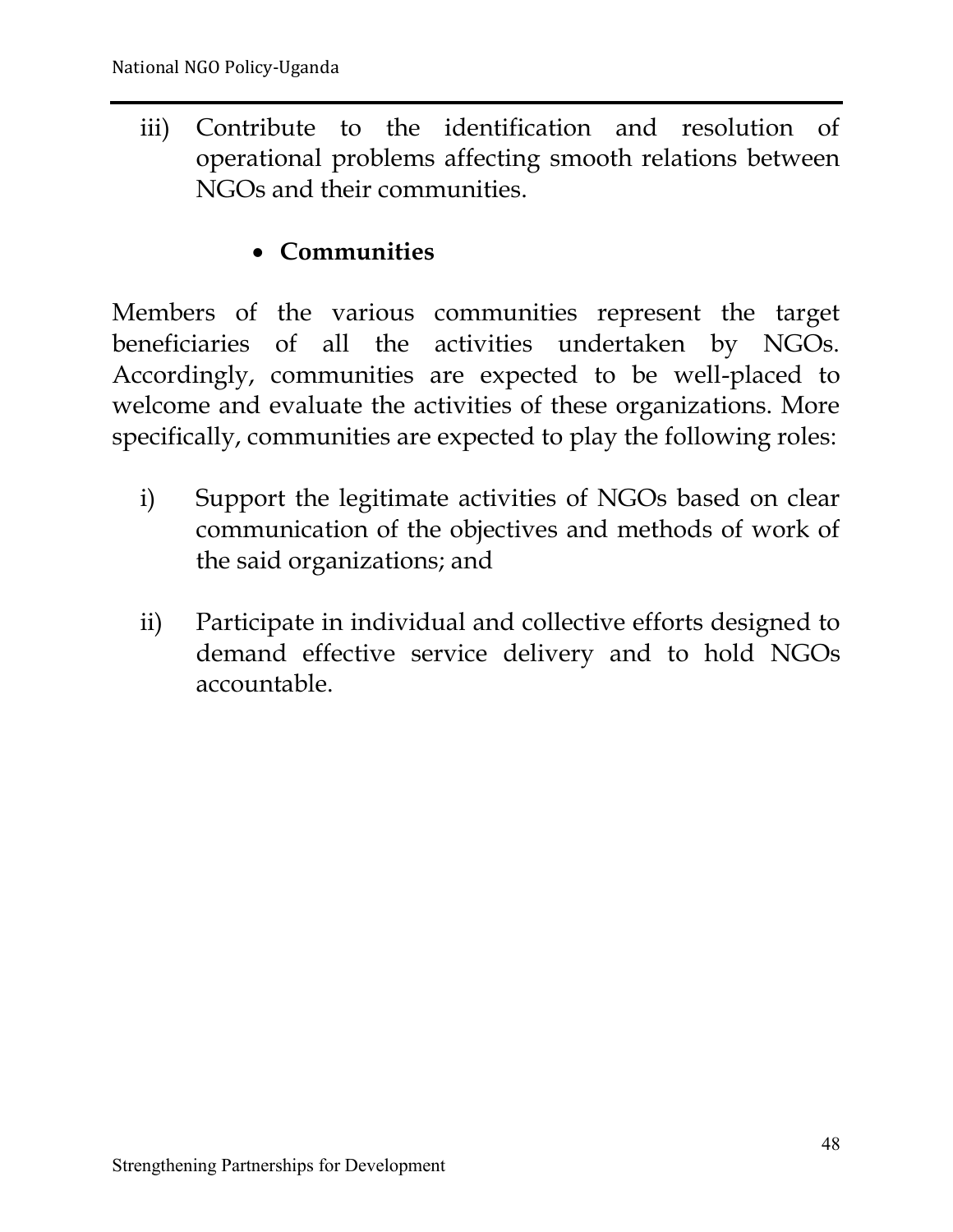iii) Contribute to the identification and resolution of operational problems affecting smooth relations between NGOs and their communities.

- **Communities**

Members of the various communities represent the target beneficiaries of all the activities undertaken by NGOs. Accordingly, communities are expected to be well-placed to welcome and evaluate the activities of these organizations. More specifically, communities are expected to play the following roles:

i) Support the legitimate activities of NGOs based on clear communication of the objectives and methods of work of the said organizations; and

ii) Participate in individual and collective efforts designed to demand effective service delivery and to hold NGOs accountable.